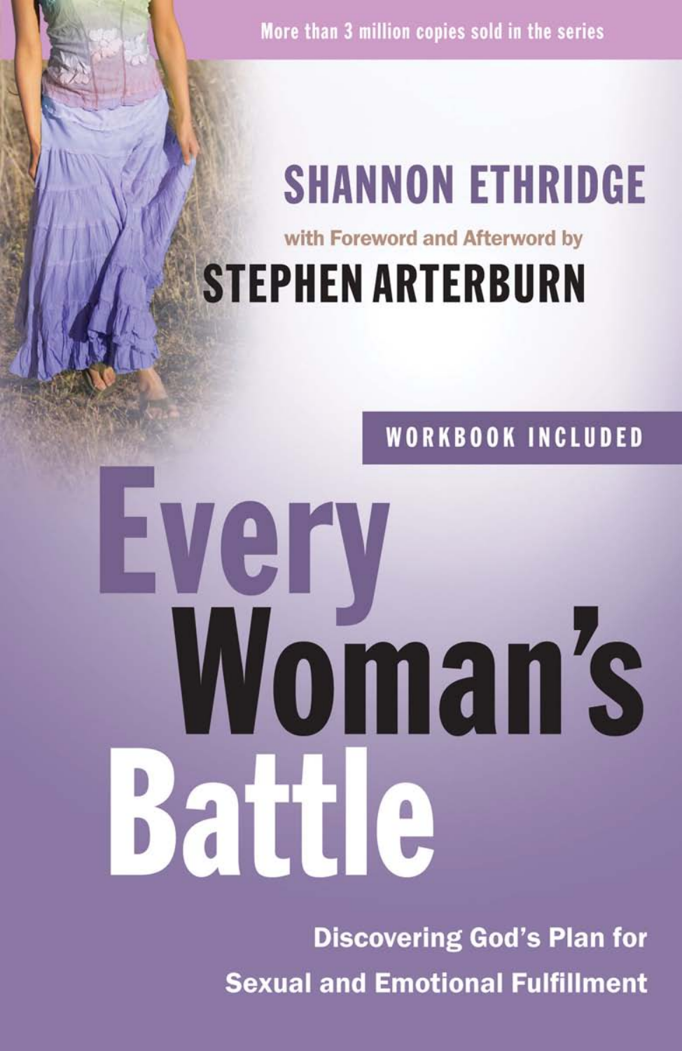More than 3 million copies sold in the series

**SHANNON ETHRIDGE**

with Foreword and Afterword by

**STEPHEN ARTERBURN**

**WORKBOOK INCLUDED**

# Every Woman's Battle

**Discovering God's Plan for Sexual and Emotional Fulfillment**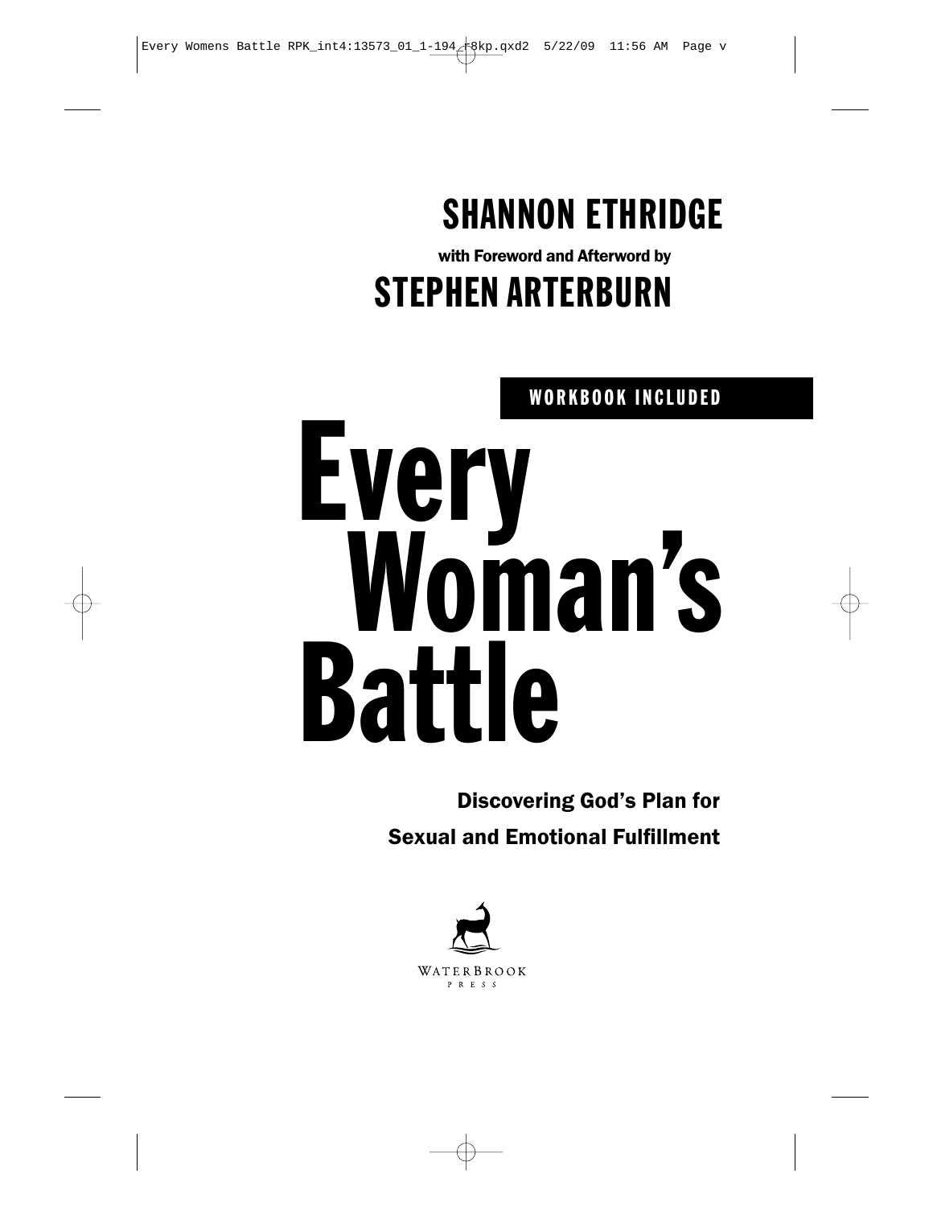**SHANNON ETHRIDGE**

**with Foreword and Afterword by**

**STEPHEN ARTERBURN**

**WORKBOOK INCLUDED**

# Every Woman's Battle

**Discovering God's Plan for Sexual and Emotional Fulfillment**

WATERBROOK PRESS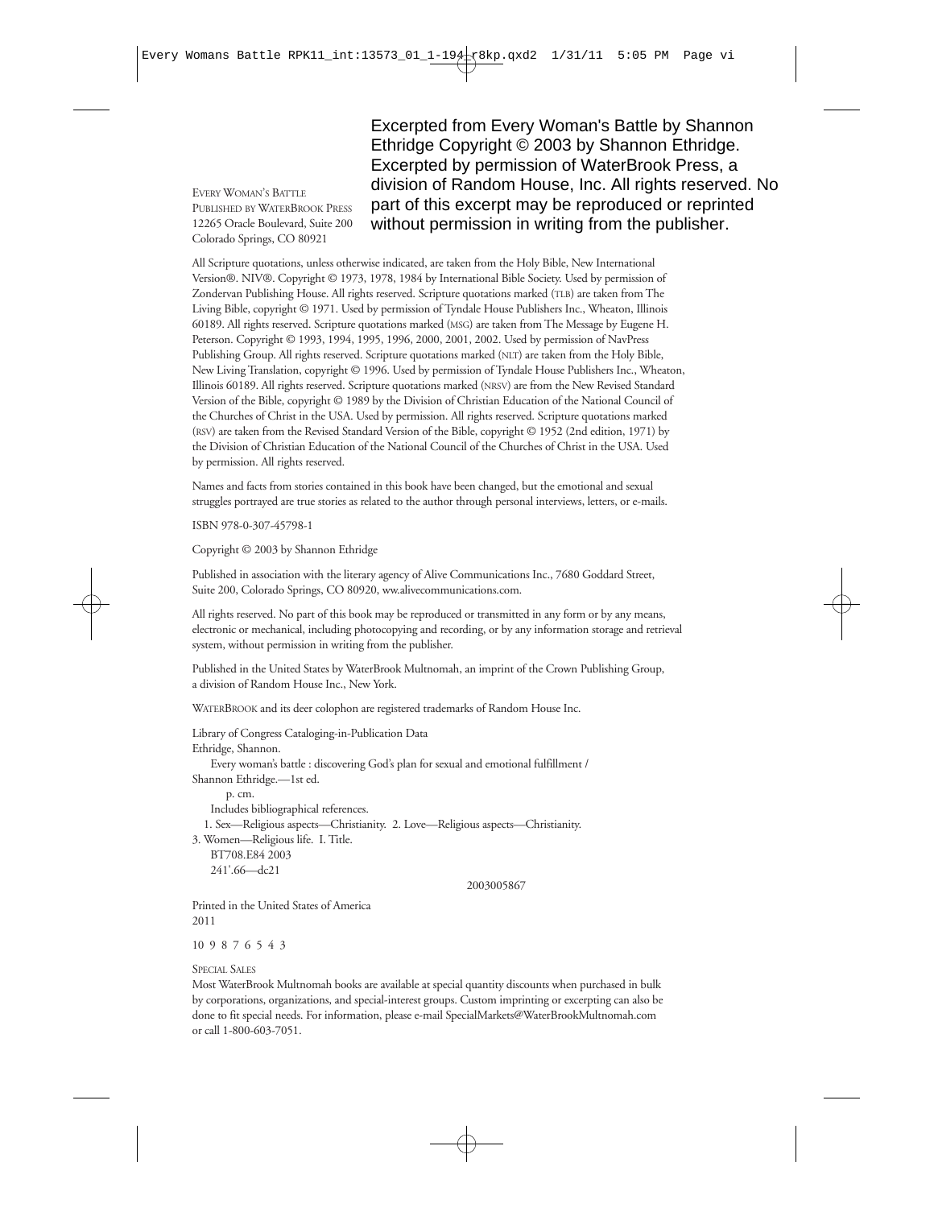Excerpted from Every Woman's Battle by Shannon Ethridge Copyright © 2003 by Shannon Ethridge. Excerpted by permission of WaterBrook Press, a division of Random House, Inc. All rights reserved. No part of this excerpt may be reproduced or reprinted without permission in writing from the publisher.

EVERY WOMAN'S BATTLE
PUBLISHED BY WATERBROOK PRESS
12265 Oracle Boulevard, Suite 200
Colorado Springs, CO 80921

All Scripture quotations, unless otherwise indicated, are taken from the Holy Bible, New International Version®. NIV®. Copyright © 1973, 1978, 1984 by International Bible Society. Used by permission of Zondervan Publishing House. All rights reserved. Scripture quotations marked (TLB) are taken from The Living Bible, copyright © 1971. Used by permission of Tyndale House Publishers Inc., Wheaton, Illinois 60189. All rights reserved. Scripture quotations marked (MSG) are taken from The Message by Eugene H. Peterson. Copyright © 1993, 1994, 1995, 1996, 2000, 2001, 2002. Used by permission of NavPress Publishing Group. All rights reserved. Scripture quotations marked (NLT) are taken from the Holy Bible, New Living Translation, copyright © 1996. Used by permission of Tyndale House Publishers Inc., Wheaton, Illinois 60189. All rights reserved. Scripture quotations marked (NRSV) are from the New Revised Standard Version of the Bible, copyright © 1989 by the Division of Christian Education of the National Council of the Churches of Christ in the USA. Used by permission. All rights reserved. Scripture quotations marked (RSV) are taken from the Revised Standard Version of the Bible, copyright © 1952 (2nd edition, 1971) by the Division of Christian Education of the National Council of the Churches of Christ in the USA. Used by permission. All rights reserved.

Names and facts from stories contained in this book have been changed, but the emotional and sexual struggles portrayed are true stories as related to the author through personal interviews, letters, or e-mails.

ISBN 978-0-307-45798-1

Copyright © 2003 by Shannon Ethridge

Published in association with the literary agency of Alive Communications Inc., 7680 Goddard Street, Suite 200, Colorado Springs, CO 80920, www.alivecommunications.com.

All rights reserved. No part of this book may be reproduced or transmitted in any form or by any means, electronic or mechanical, including photocopying and recording, or by any information storage and retrieval system, without permission in writing from the publisher.

Published in the United States by WaterBrook Multnomah, an imprint of the Crown Publishing Group, a division of Random House Inc., New York.

WATERBROOK and its deer colophon are registered trademarks of Random House Inc.

Library of Congress Cataloging-in-Publication Data
Ethridge, Shannon.
Every woman's battle : discovering God's plan for sexual and emotional fulfillment / Shannon Ethridge.—1st ed.
p. cm.
Includes bibliographical references.
1. Sex—Religious aspects—Christianity. 2. Love—Religious aspects—Christianity. 3. Women—Religious life. I. Title.
BT708.E84 2003
241'.66—dc21

2003005867

Printed in the United States of America
2011

10 9 8 7 6 5 4 3

SPECIAL SALES
Most WaterBrook Multnomah books are available at special quantity discounts when purchased in bulk by corporations, organizations, and special-interest groups. Custom imprinting or excerpting can also be done to fit special needs. For information, please e-mail SpecialMarkets@WaterBrookMultnomah.com or call 1-800-603-7051.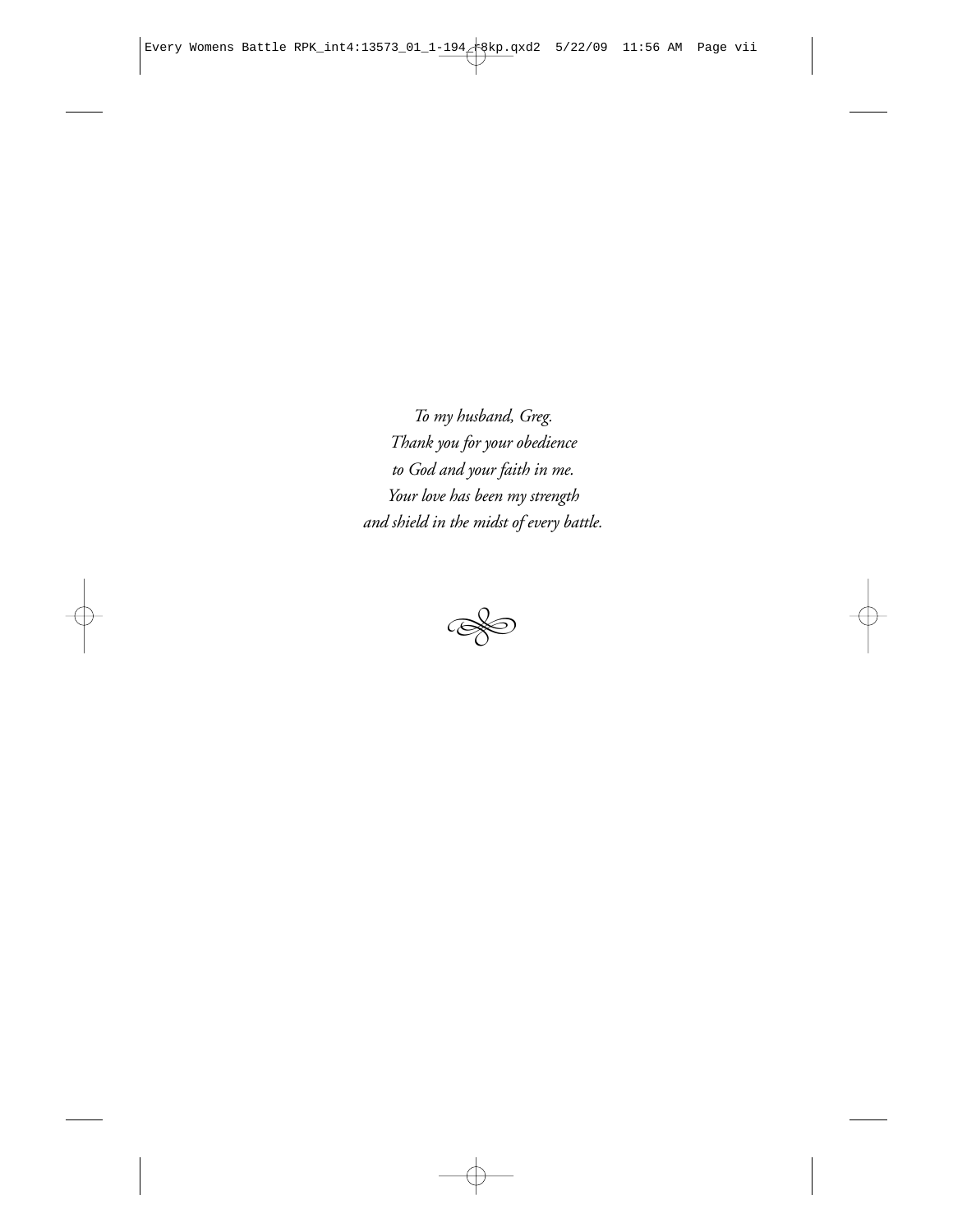*To my husband, Greg.*
*Thank you for your obedience*
*to God and your faith in me.*
*Your love has been my strength*
*and shield in the midst of every battle.*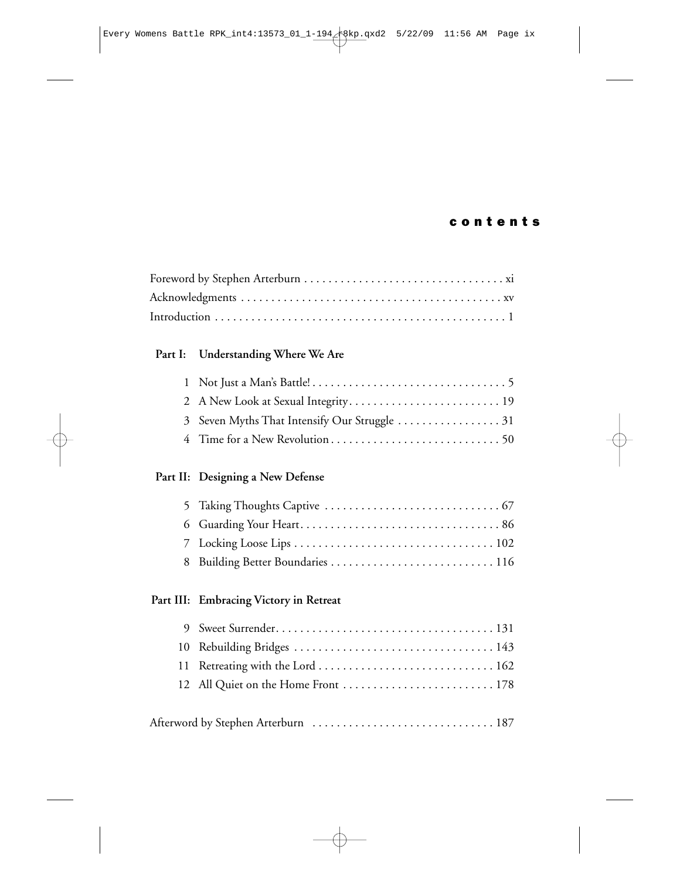# contents

Foreword by Stephen Arterburn . . . . . . . . . . . . . . . . . . . . . . . . . . . . . . . . . xi
Acknowledgments . . . . . . . . . . . . . . . . . . . . . . . . . . . . . . . . . . . . . . . . . . xv
Introduction . . . . . . . . . . . . . . . . . . . . . . . . . . . . . . . . . . . . . . . . . . . . . . 1

## Part I: Understanding Where We Are

1 Not Just a Man's Battle! . . . . . . . . . . . . . . . . . . . . . . . . . . . . . . . . 5
2 A New Look at Sexual Integrity . . . . . . . . . . . . . . . . . . . . . . . . . 19
3 Seven Myths That Intensify Our Struggle . . . . . . . . . . . . . . . . . 31
4 Time for a New Revolution . . . . . . . . . . . . . . . . . . . . . . . . . . . . 50

## Part II: Designing a New Defense

5 Taking Thoughts Captive . . . . . . . . . . . . . . . . . . . . . . . . . . . . . 67
6 Guarding Your Heart . . . . . . . . . . . . . . . . . . . . . . . . . . . . . . . . 86
7 Locking Loose Lips . . . . . . . . . . . . . . . . . . . . . . . . . . . . . . . . 102
8 Building Better Boundaries . . . . . . . . . . . . . . . . . . . . . . . . . . 116

## Part III: Embracing Victory in Retreat

9 Sweet Surrender . . . . . . . . . . . . . . . . . . . . . . . . . . . . . . . . . . . 131
10 Rebuilding Bridges . . . . . . . . . . . . . . . . . . . . . . . . . . . . . . . . 143
11 Retreating with the Lord . . . . . . . . . . . . . . . . . . . . . . . . . . . . 162
12 All Quiet on the Home Front . . . . . . . . . . . . . . . . . . . . . . . . . 178

Afterword by Stephen Arterburn . . . . . . . . . . . . . . . . . . . . . . . . . . . . . 187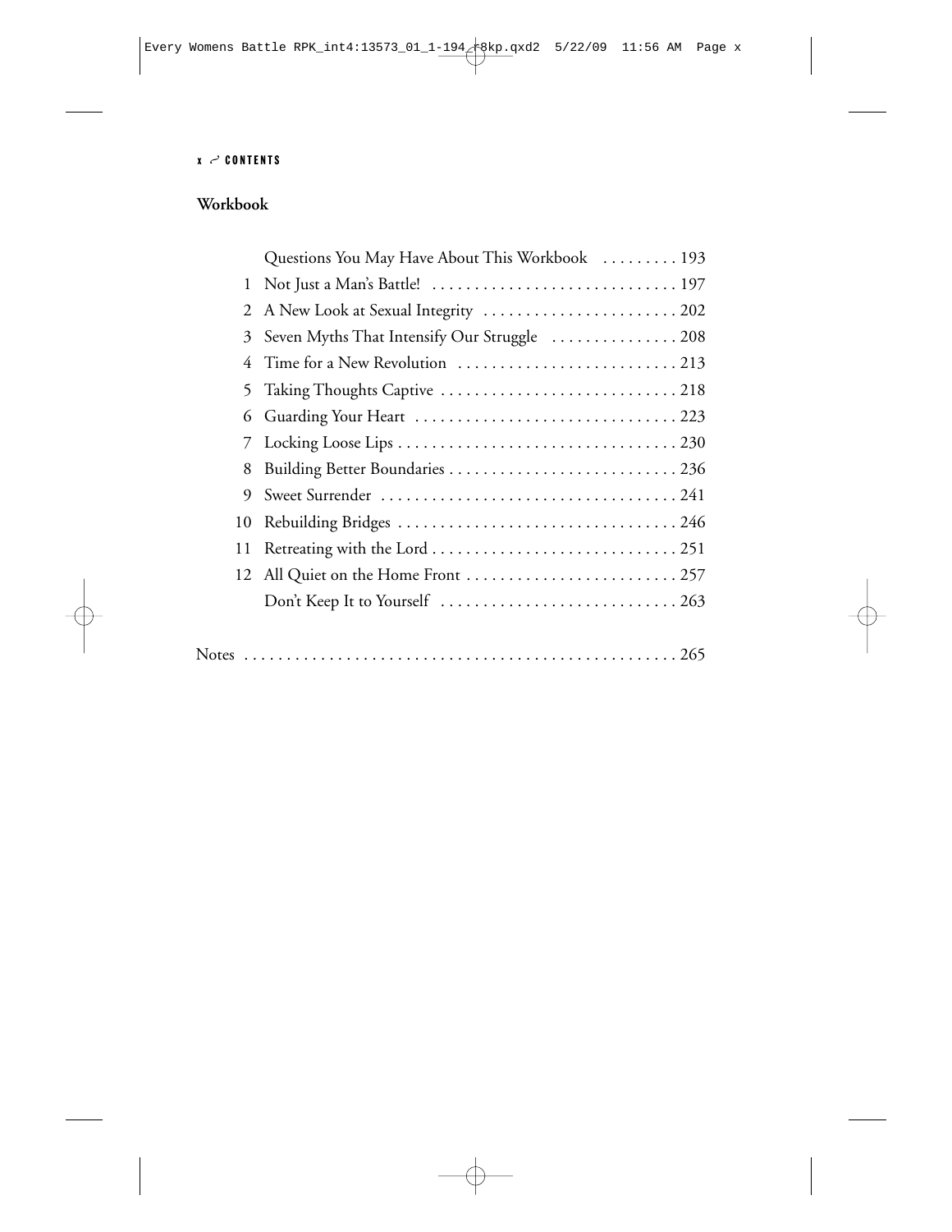## Workbook

| | | |
|---|---|---|
| | Questions You May Have About This Workbook | 193 |
| 1 | Not Just a Man's Battle! | 197 |
| 2 | A New Look at Sexual Integrity | 202 |
| 3 | Seven Myths That Intensify Our Struggle | 208 |
| 4 | Time for a New Revolution | 213 |
| 5 | Taking Thoughts Captive | 218 |
| 6 | Guarding Your Heart | 223 |
| 7 | Locking Loose Lips | 230 |
| 8 | Building Better Boundaries | 236 |
| 9 | Sweet Surrender | 241 |
| 10 | Rebuilding Bridges | 246 |
| 11 | Retreating with the Lord | 251 |
| 12 | All Quiet on the Home Front | 257 |
| | Don't Keep It to Yourself | 263 |

Notes . . . 265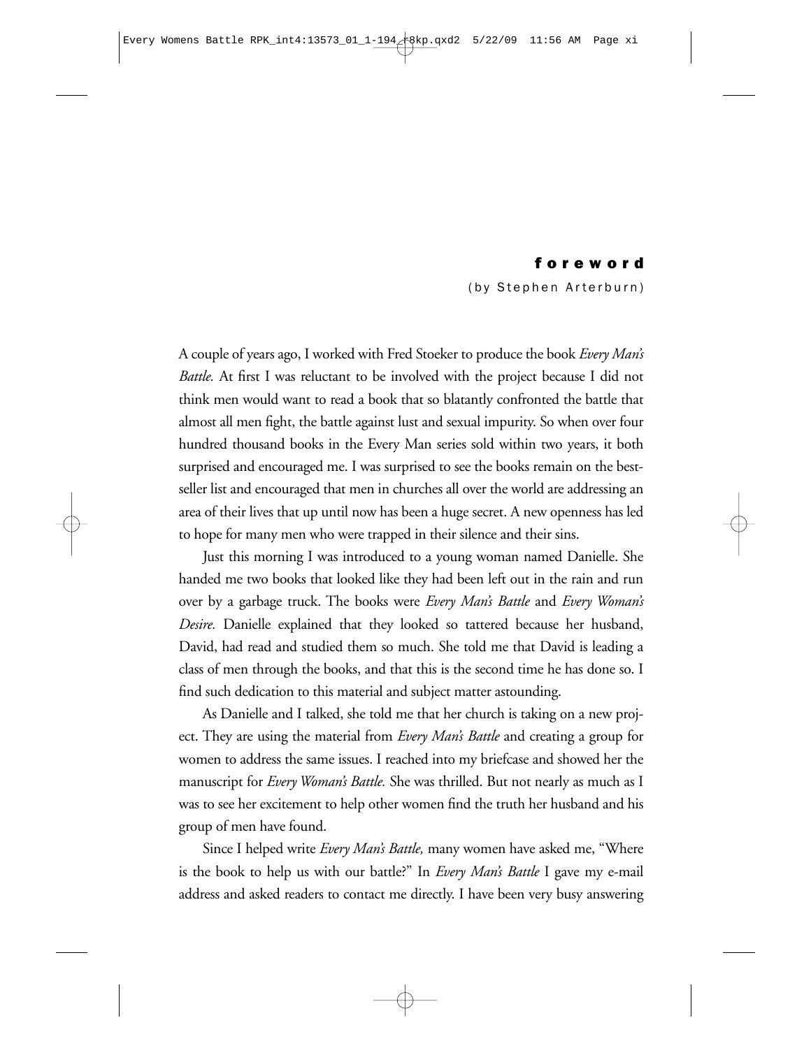# foreword

(by Stephen Arterburn)

A couple of years ago, I worked with Fred Stoeker to produce the book *Every Man's Battle.* At first I was reluctant to be involved with the project because I did not think men would want to read a book that so blatantly confronted the battle that almost all men fight, the battle against lust and sexual impurity. So when over four hundred thousand books in the Every Man series sold within two years, it both surprised and encouraged me. I was surprised to see the books remain on the best-seller list and encouraged that men in churches all over the world are addressing an area of their lives that up until now has been a huge secret. A new openness has led to hope for many men who were trapped in their silence and their sins.

Just this morning I was introduced to a young woman named Danielle. She handed me two books that looked like they had been left out in the rain and run over by a garbage truck. The books were *Every Man's Battle* and *Every Woman's Desire.* Danielle explained that they looked so tattered because her husband, David, had read and studied them so much. She told me that David is leading a class of men through the books, and that this is the second time he has done so. I find such dedication to this material and subject matter astounding.

As Danielle and I talked, she told me that her church is taking on a new project. They are using the material from *Every Man's Battle* and creating a group for women to address the same issues. I reached into my briefcase and showed her the manuscript for *Every Woman's Battle.* She was thrilled. But not nearly as much as I was to see her excitement to help other women find the truth her husband and his group of men have found.

Since I helped write *Every Man's Battle,* many women have asked me, "Where is the book to help us with our battle?" In *Every Man's Battle* I gave my e-mail address and asked readers to contact me directly. I have been very busy answering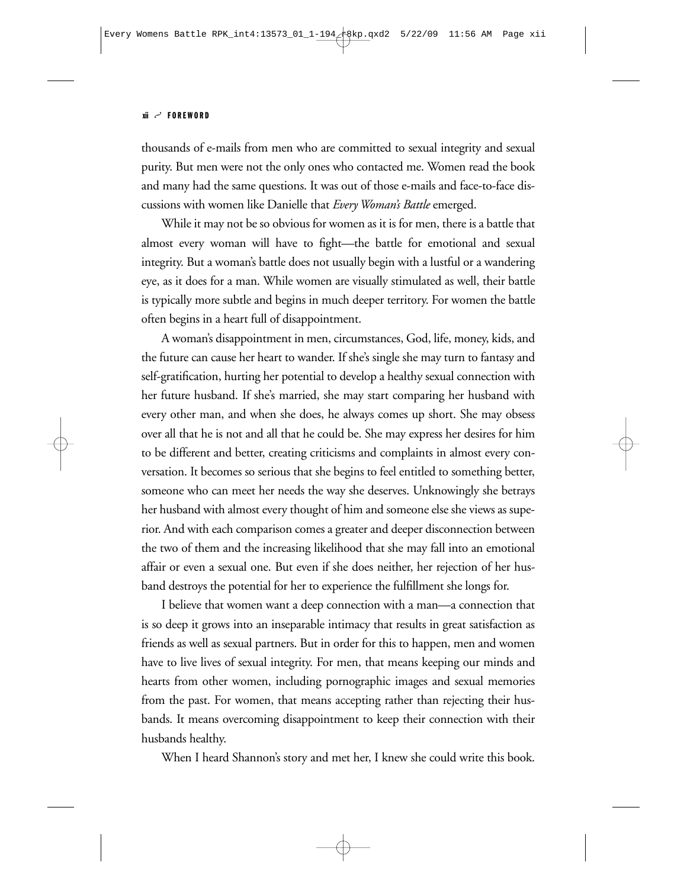thousands of e-mails from men who are committed to sexual integrity and sexual purity. But men were not the only ones who contacted me. Women read the book and many had the same questions. It was out of those e-mails and face-to-face discussions with women like Danielle that *Every Woman's Battle* emerged.

While it may not be so obvious for women as it is for men, there is a battle that almost every woman will have to fight—the battle for emotional and sexual integrity. But a woman's battle does not usually begin with a lustful or a wandering eye, as it does for a man. While women are visually stimulated as well, their battle is typically more subtle and begins in much deeper territory. For women the battle often begins in a heart full of disappointment.

A woman's disappointment in men, circumstances, God, life, money, kids, and the future can cause her heart to wander. If she's single she may turn to fantasy and self-gratification, hurting her potential to develop a healthy sexual connection with her future husband. If she's married, she may start comparing her husband with every other man, and when she does, he always comes up short. She may obsess over all that he is not and all that he could be. She may express her desires for him to be different and better, creating criticisms and complaints in almost every conversation. It becomes so serious that she begins to feel entitled to something better, someone who can meet her needs the way she deserves. Unknowingly she betrays her husband with almost every thought of him and someone else she views as superior. And with each comparison comes a greater and deeper disconnection between the two of them and the increasing likelihood that she may fall into an emotional affair or even a sexual one. But even if she does neither, her rejection of her husband destroys the potential for her to experience the fulfillment she longs for.

I believe that women want a deep connection with a man—a connection that is so deep it grows into an inseparable intimacy that results in great satisfaction as friends as well as sexual partners. But in order for this to happen, men and women have to live lives of sexual integrity. For men, that means keeping our minds and hearts from other women, including pornographic images and sexual memories from the past. For women, that means accepting rather than rejecting their husbands. It means overcoming disappointment to keep their connection with their husbands healthy.

When I heard Shannon's story and met her, I knew she could write this book.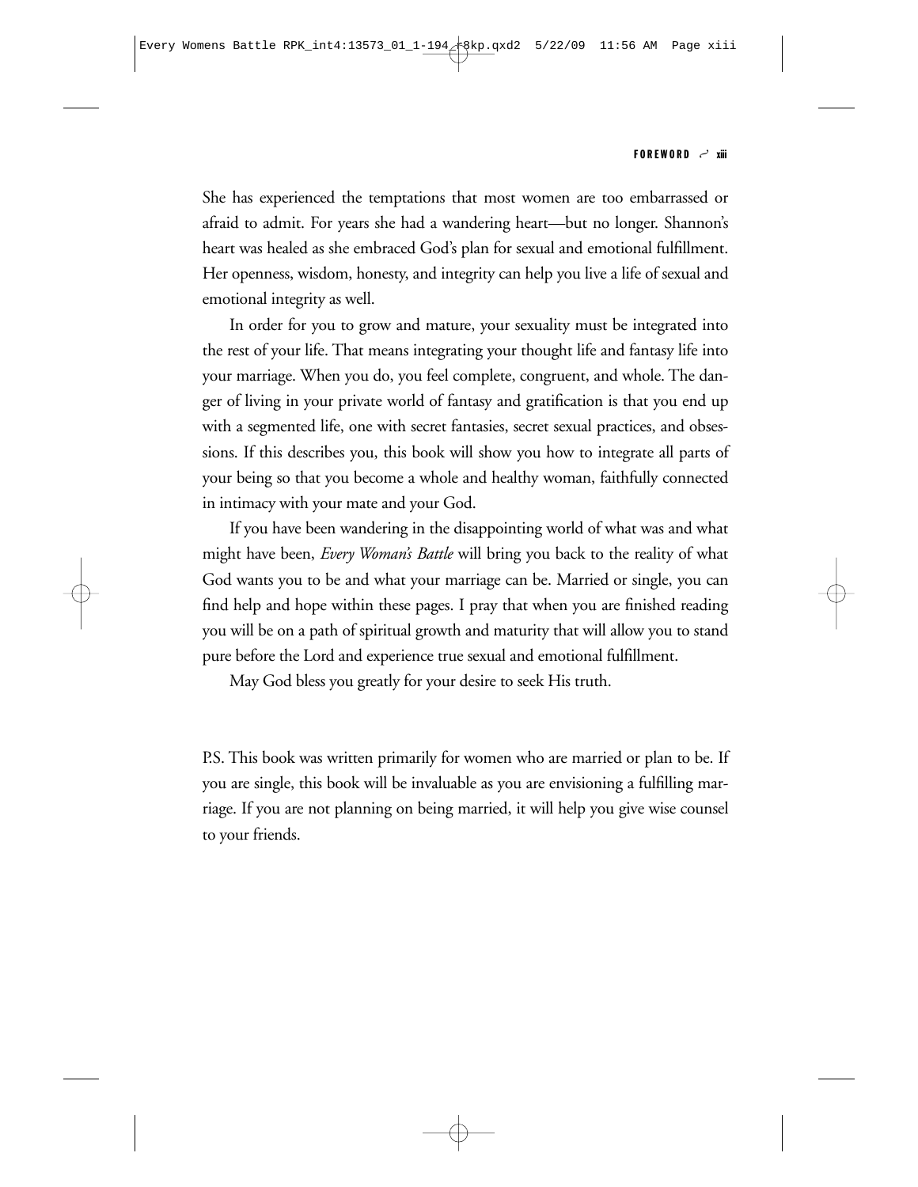She has experienced the temptations that most women are too embarrassed or afraid to admit. For years she had a wandering heart—but no longer. Shannon's heart was healed as she embraced God's plan for sexual and emotional fulfillment. Her openness, wisdom, honesty, and integrity can help you live a life of sexual and emotional integrity as well.

In order for you to grow and mature, your sexuality must be integrated into the rest of your life. That means integrating your thought life and fantasy life into your marriage. When you do, you feel complete, congruent, and whole. The danger of living in your private world of fantasy and gratification is that you end up with a segmented life, one with secret fantasies, secret sexual practices, and obsessions. If this describes you, this book will show you how to integrate all parts of your being so that you become a whole and healthy woman, faithfully connected in intimacy with your mate and your God.

If you have been wandering in the disappointing world of what was and what might have been, *Every Woman's Battle* will bring you back to the reality of what God wants you to be and what your marriage can be. Married or single, you can find help and hope within these pages. I pray that when you are finished reading you will be on a path of spiritual growth and maturity that will allow you to stand pure before the Lord and experience true sexual and emotional fulfillment.

May God bless you greatly for your desire to seek His truth.

P.S. This book was written primarily for women who are married or plan to be. If you are single, this book will be invaluable as you are envisioning a fulfilling marriage. If you are not planning on being married, it will help you give wise counsel to your friends.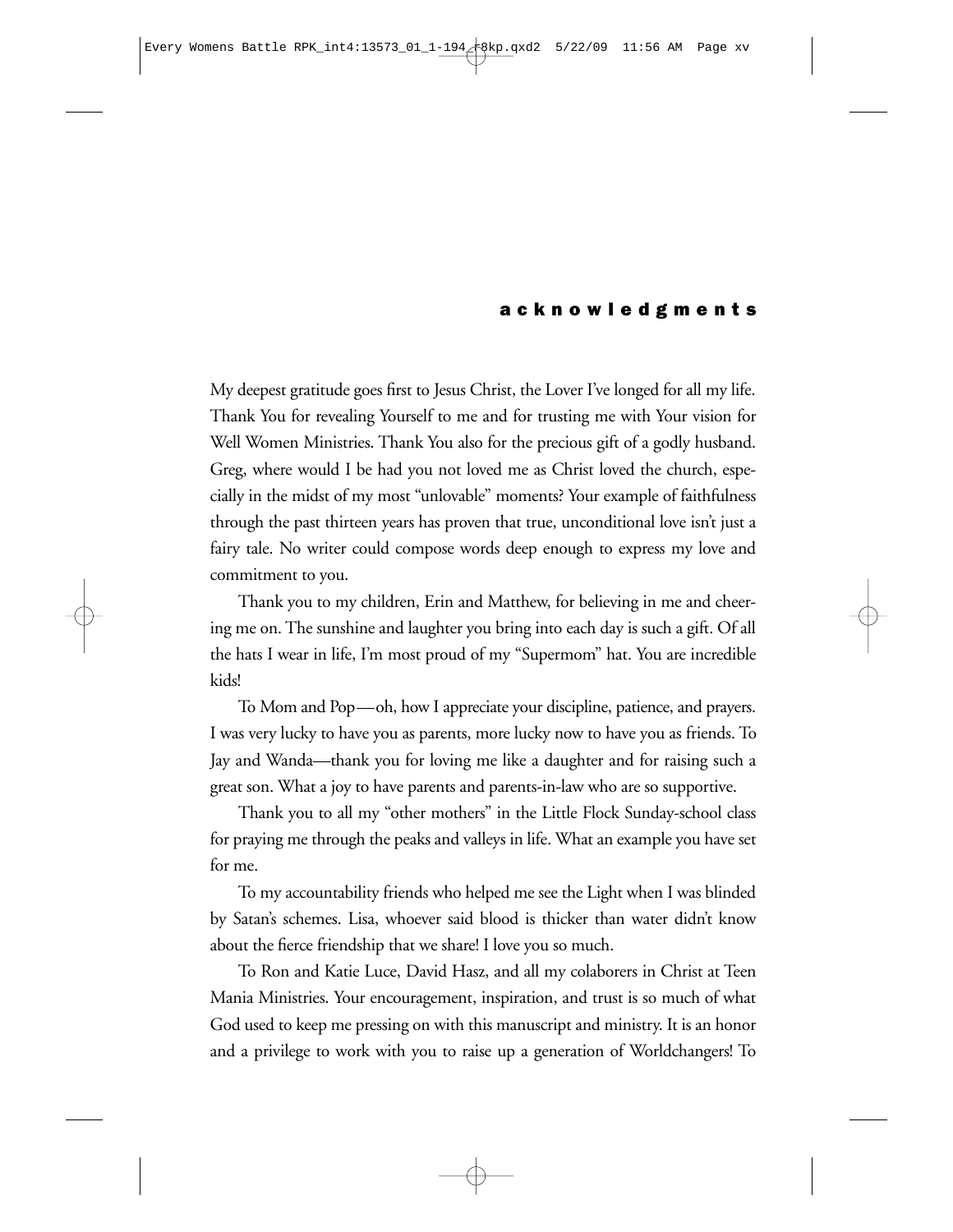## acknowledgments

My deepest gratitude goes first to Jesus Christ, the Lover I've longed for all my life. Thank You for revealing Yourself to me and for trusting me with Your vision for Well Women Ministries. Thank You also for the precious gift of a godly husband. Greg, where would I be had you not loved me as Christ loved the church, especially in the midst of my most "unlovable" moments? Your example of faithfulness through the past thirteen years has proven that true, unconditional love isn't just a fairy tale. No writer could compose words deep enough to express my love and commitment to you.

Thank you to my children, Erin and Matthew, for believing in me and cheering me on. The sunshine and laughter you bring into each day is such a gift. Of all the hats I wear in life, I'm most proud of my "Supermom" hat. You are incredible kids!

To Mom and Pop—oh, how I appreciate your discipline, patience, and prayers. I was very lucky to have you as parents, more lucky now to have you as friends. To Jay and Wanda—thank you for loving me like a daughter and for raising such a great son. What a joy to have parents and parents-in-law who are so supportive.

Thank you to all my "other mothers" in the Little Flock Sunday-school class for praying me through the peaks and valleys in life. What an example you have set for me.

To my accountability friends who helped me see the Light when I was blinded by Satan's schemes. Lisa, whoever said blood is thicker than water didn't know about the fierce friendship that we share! I love you so much.

To Ron and Katie Luce, David Hasz, and all my colaborers in Christ at Teen Mania Ministries. Your encouragement, inspiration, and trust is so much of what God used to keep me pressing on with this manuscript and ministry. It is an honor and a privilege to work with you to raise up a generation of Worldchangers! To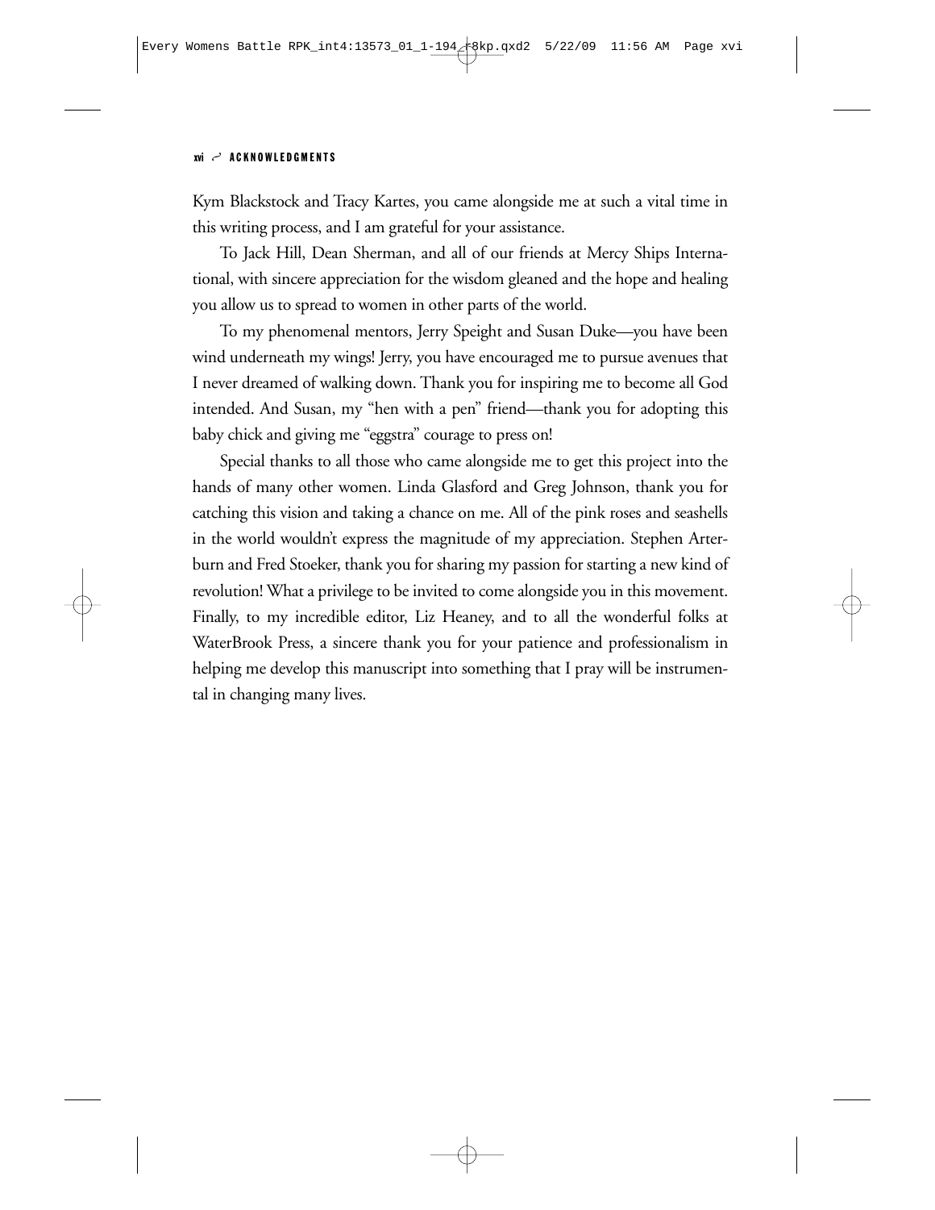Kym Blackstock and Tracy Kartes, you came alongside me at such a vital time in this writing process, and I am grateful for your assistance.

To Jack Hill, Dean Sherman, and all of our friends at Mercy Ships International, with sincere appreciation for the wisdom gleaned and the hope and healing you allow us to spread to women in other parts of the world.

To my phenomenal mentors, Jerry Speight and Susan Duke—you have been wind underneath my wings! Jerry, you have encouraged me to pursue avenues that I never dreamed of walking down. Thank you for inspiring me to become all God intended. And Susan, my "hen with a pen" friend—thank you for adopting this baby chick and giving me "eggstra" courage to press on!

Special thanks to all those who came alongside me to get this project into the hands of many other women. Linda Glasford and Greg Johnson, thank you for catching this vision and taking a chance on me. All of the pink roses and seashells in the world wouldn't express the magnitude of my appreciation. Stephen Arterburn and Fred Stoeker, thank you for sharing my passion for starting a new kind of revolution! What a privilege to be invited to come alongside you in this movement. Finally, to my incredible editor, Liz Heaney, and to all the wonderful folks at WaterBrook Press, a sincere thank you for your patience and professionalism in helping me develop this manuscript into something that I pray will be instrumental in changing many lives.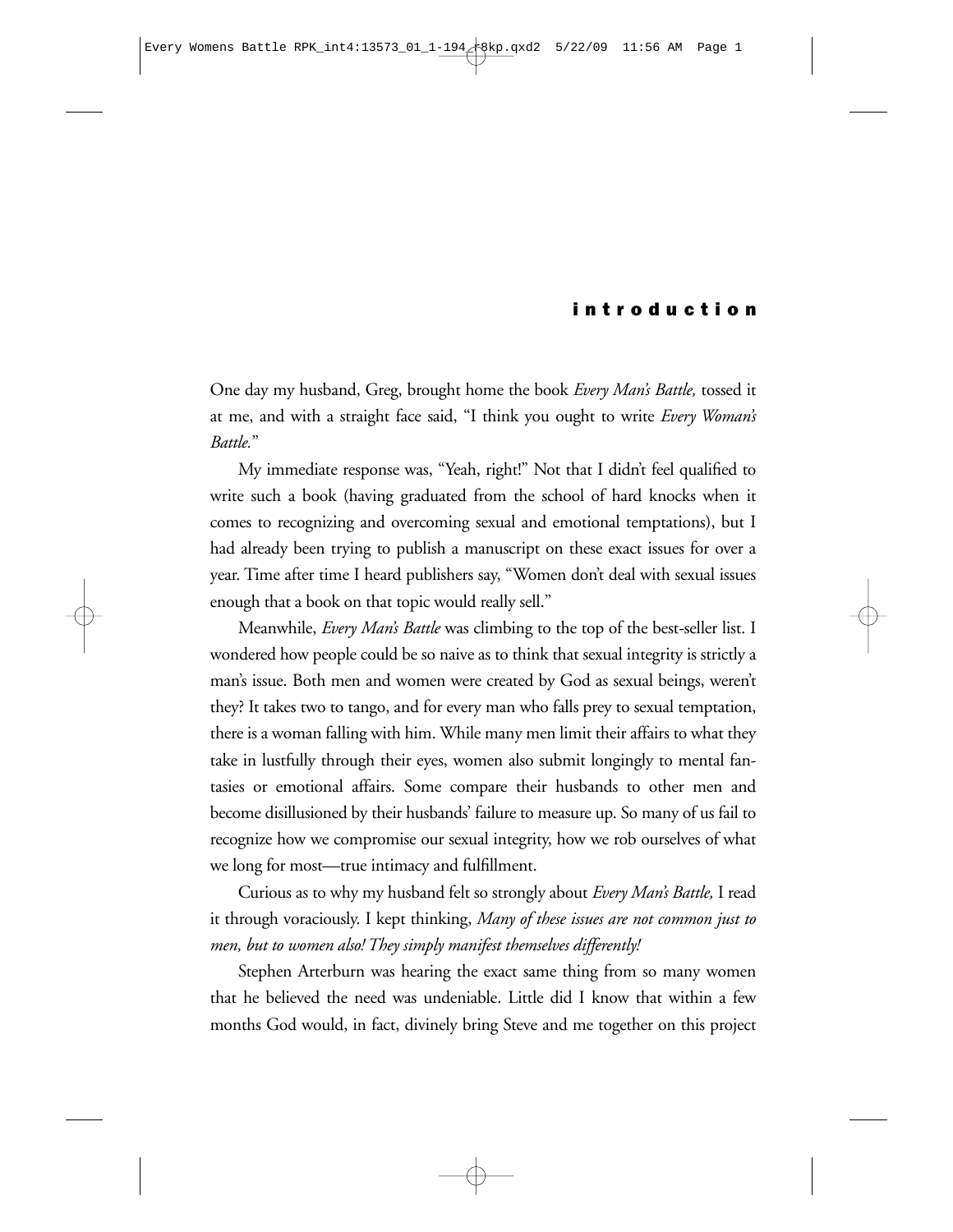# introduction

One day my husband, Greg, brought home the book *Every Man's Battle,* tossed it at me, and with a straight face said, "I think you ought to write *Every Woman's Battle.*"

My immediate response was, "Yeah, right!" Not that I didn't feel qualified to write such a book (having graduated from the school of hard knocks when it comes to recognizing and overcoming sexual and emotional temptations), but I had already been trying to publish a manuscript on these exact issues for over a year. Time after time I heard publishers say, "Women don't deal with sexual issues enough that a book on that topic would really sell."

Meanwhile, *Every Man's Battle* was climbing to the top of the best-seller list. I wondered how people could be so naive as to think that sexual integrity is strictly a man's issue. Both men and women were created by God as sexual beings, weren't they? It takes two to tango, and for every man who falls prey to sexual temptation, there is a woman falling with him. While many men limit their affairs to what they take in lustfully through their eyes, women also submit longingly to mental fantasies or emotional affairs. Some compare their husbands to other men and become disillusioned by their husbands' failure to measure up. So many of us fail to recognize how we compromise our sexual integrity, how we rob ourselves of what we long for most—true intimacy and fulfillment.

Curious as to why my husband felt so strongly about *Every Man's Battle,* I read it through voraciously. I kept thinking, *Many of these issues are not common just to men, but to women also! They simply manifest themselves differently!*

Stephen Arterburn was hearing the exact same thing from so many women that he believed the need was undeniable. Little did I know that within a few months God would, in fact, divinely bring Steve and me together on this project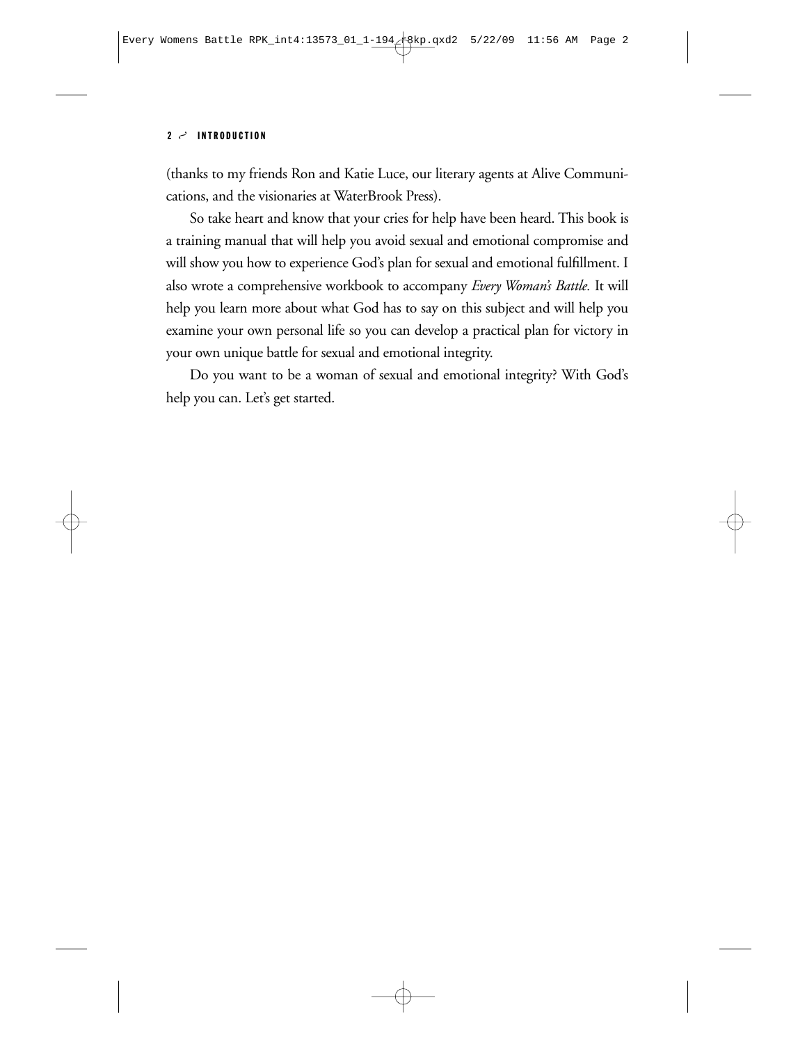(thanks to my friends Ron and Katie Luce, our literary agents at Alive Communications, and the visionaries at WaterBrook Press).

So take heart and know that your cries for help have been heard. This book is a training manual that will help you avoid sexual and emotional compromise and will show you how to experience God's plan for sexual and emotional fulfillment. I also wrote a comprehensive workbook to accompany *Every Woman's Battle.* It will help you learn more about what God has to say on this subject and will help you examine your own personal life so you can develop a practical plan for victory in your own unique battle for sexual and emotional integrity.

Do you want to be a woman of sexual and emotional integrity? With God's help you can. Let's get started.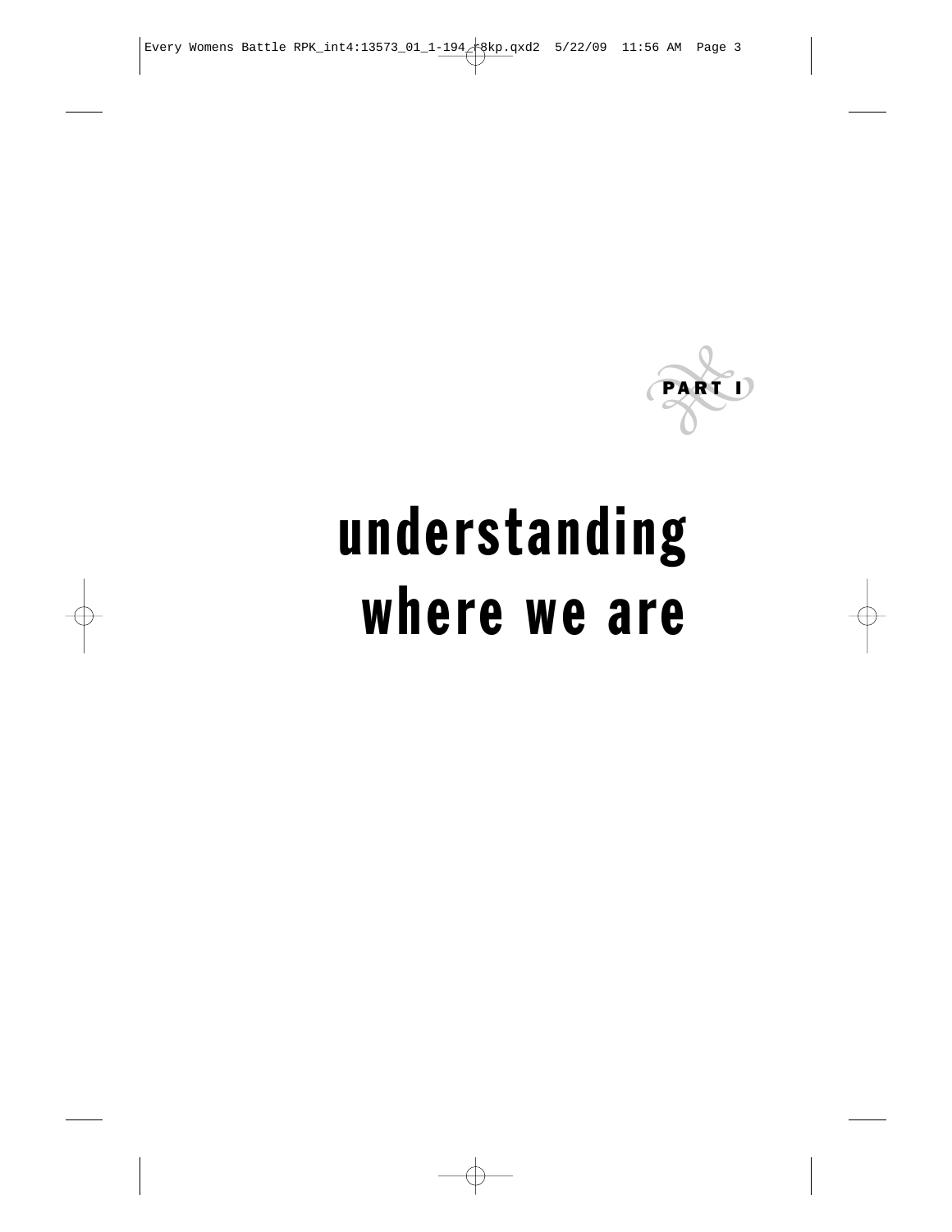PART I

# understanding where we are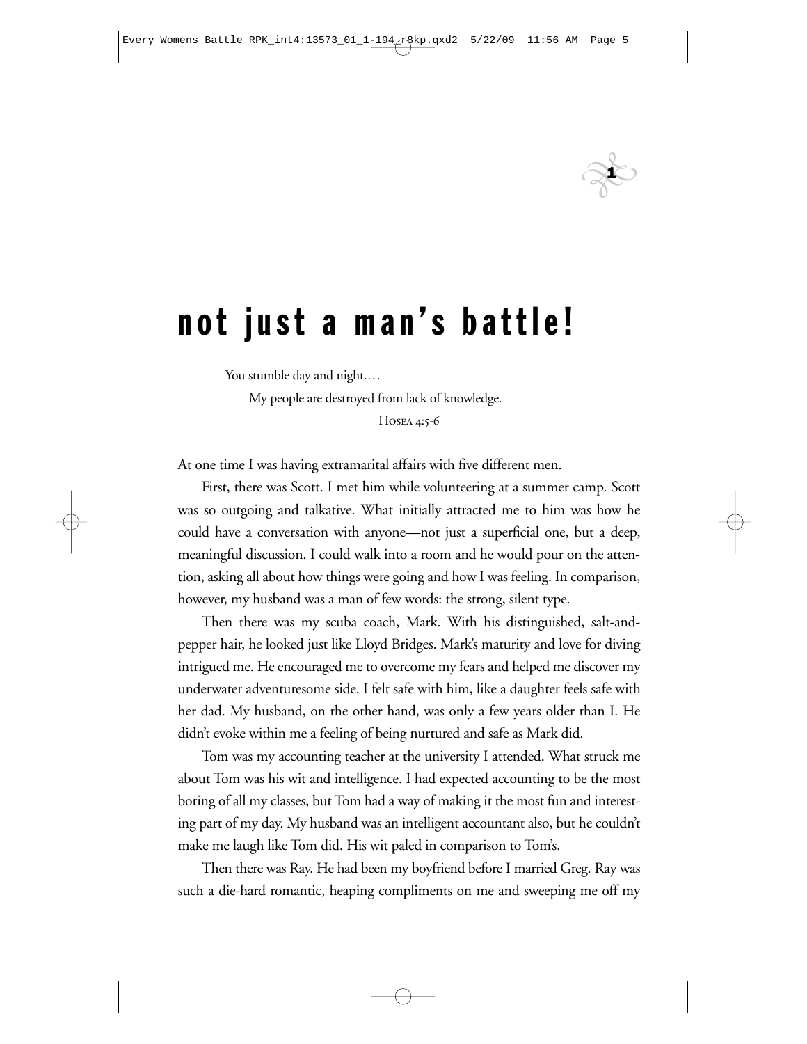# 1

# not just a man's battle!

You stumble day and night.…

My people are destroyed from lack of knowledge.

Hosea 4:5-6

At one time I was having extramarital affairs with five different men.

First, there was Scott. I met him while volunteering at a summer camp. Scott was so outgoing and talkative. What initially attracted me to him was how he could have a conversation with anyone—not just a superficial one, but a deep, meaningful discussion. I could walk into a room and he would pour on the attention, asking all about how things were going and how I was feeling. In comparison, however, my husband was a man of few words: the strong, silent type.

Then there was my scuba coach, Mark. With his distinguished, salt-and-pepper hair, he looked just like Lloyd Bridges. Mark's maturity and love for diving intrigued me. He encouraged me to overcome my fears and helped me discover my underwater adventuresome side. I felt safe with him, like a daughter feels safe with her dad. My husband, on the other hand, was only a few years older than I. He didn't evoke within me a feeling of being nurtured and safe as Mark did.

Tom was my accounting teacher at the university I attended. What struck me about Tom was his wit and intelligence. I had expected accounting to be the most boring of all my classes, but Tom had a way of making it the most fun and interesting part of my day. My husband was an intelligent accountant also, but he couldn't make me laugh like Tom did. His wit paled in comparison to Tom's.

Then there was Ray. He had been my boyfriend before I married Greg. Ray was such a die-hard romantic, heaping compliments on me and sweeping me off my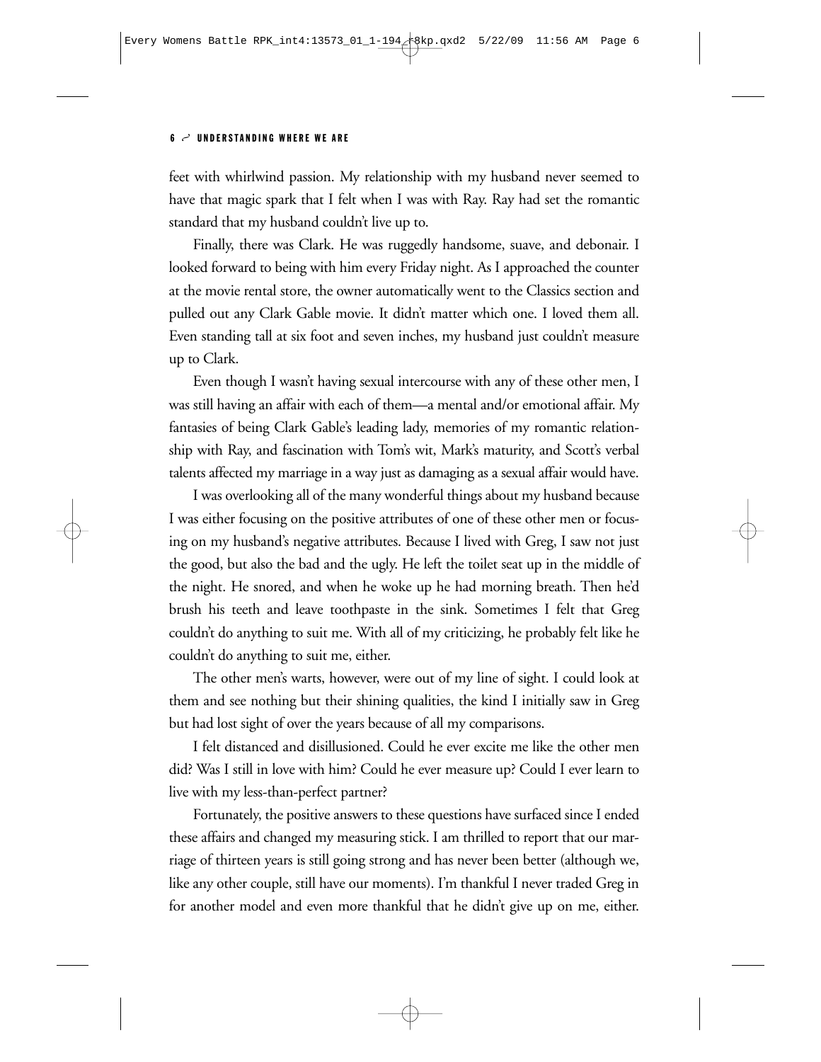feet with whirlwind passion. My relationship with my husband never seemed to have that magic spark that I felt when I was with Ray. Ray had set the romantic standard that my husband couldn't live up to.

Finally, there was Clark. He was ruggedly handsome, suave, and debonair. I looked forward to being with him every Friday night. As I approached the counter at the movie rental store, the owner automatically went to the Classics section and pulled out any Clark Gable movie. It didn't matter which one. I loved them all. Even standing tall at six foot and seven inches, my husband just couldn't measure up to Clark.

Even though I wasn't having sexual intercourse with any of these other men, I was still having an affair with each of them—a mental and/or emotional affair. My fantasies of being Clark Gable's leading lady, memories of my romantic relationship with Ray, and fascination with Tom's wit, Mark's maturity, and Scott's verbal talents affected my marriage in a way just as damaging as a sexual affair would have.

I was overlooking all of the many wonderful things about my husband because I was either focusing on the positive attributes of one of these other men or focusing on my husband's negative attributes. Because I lived with Greg, I saw not just the good, but also the bad and the ugly. He left the toilet seat up in the middle of the night. He snored, and when he woke up he had morning breath. Then he'd brush his teeth and leave toothpaste in the sink. Sometimes I felt that Greg couldn't do anything to suit me. With all of my criticizing, he probably felt like he couldn't do anything to suit me, either.

The other men's warts, however, were out of my line of sight. I could look at them and see nothing but their shining qualities, the kind I initially saw in Greg but had lost sight of over the years because of all my comparisons.

I felt distanced and disillusioned. Could he ever excite me like the other men did? Was I still in love with him? Could he ever measure up? Could I ever learn to live with my less-than-perfect partner?

Fortunately, the positive answers to these questions have surfaced since I ended these affairs and changed my measuring stick. I am thrilled to report that our marriage of thirteen years is still going strong and has never been better (although we, like any other couple, still have our moments). I'm thankful I never traded Greg in for another model and even more thankful that he didn't give up on me, either.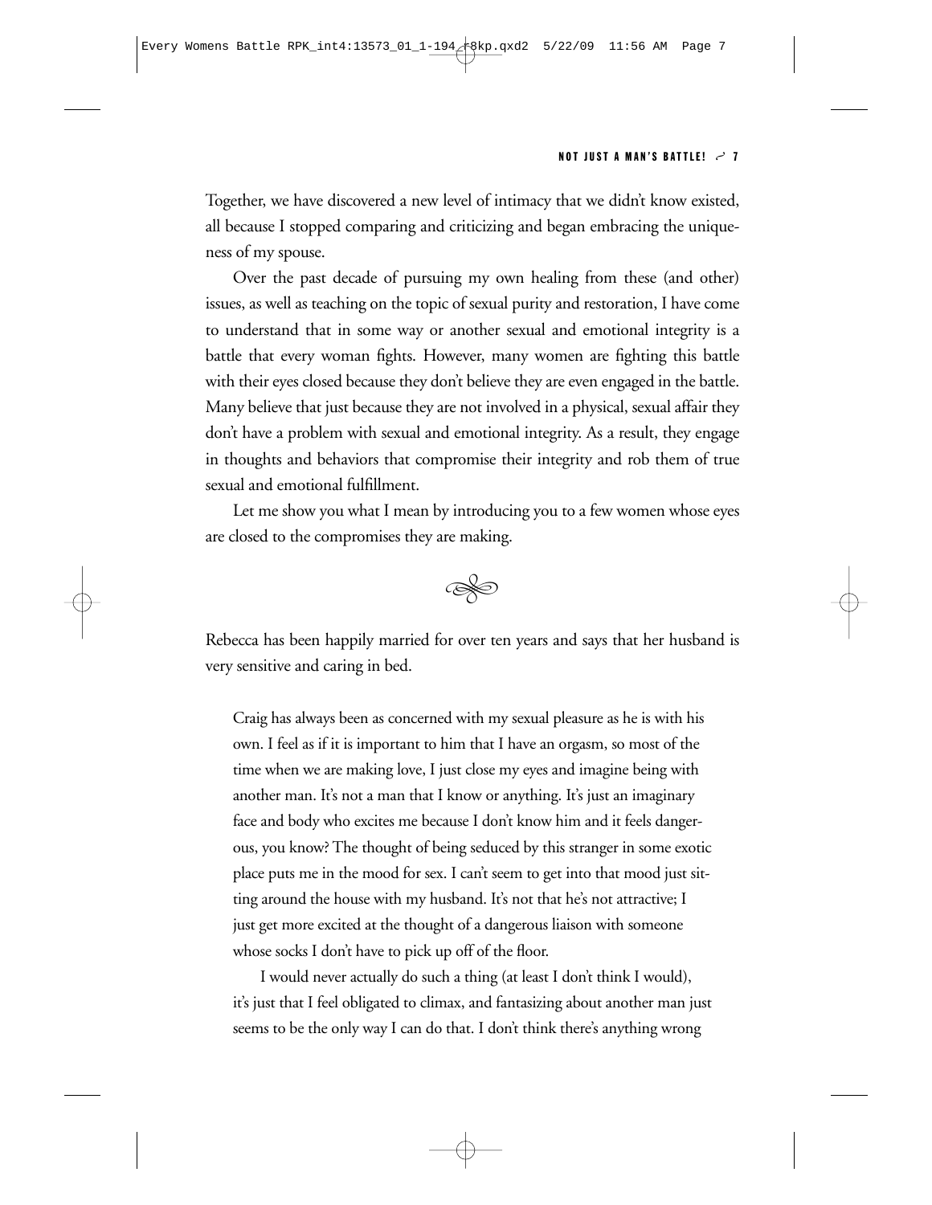Together, we have discovered a new level of intimacy that we didn't know existed, all because I stopped comparing and criticizing and began embracing the uniqueness of my spouse.

Over the past decade of pursuing my own healing from these (and other) issues, as well as teaching on the topic of sexual purity and restoration, I have come to understand that in some way or another sexual and emotional integrity is a battle that every woman fights. However, many women are fighting this battle with their eyes closed because they don't believe they are even engaged in the battle. Many believe that just because they are not involved in a physical, sexual affair they don't have a problem with sexual and emotional integrity. As a result, they engage in thoughts and behaviors that compromise their integrity and rob them of true sexual and emotional fulfillment.

Let me show you what I mean by introducing you to a few women whose eyes are closed to the compromises they are making.

Rebecca has been happily married for over ten years and says that her husband is very sensitive and caring in bed.

> Craig has always been as concerned with my sexual pleasure as he is with his own. I feel as if it is important to him that I have an orgasm, so most of the time when we are making love, I just close my eyes and imagine being with another man. It's not a man that I know or anything. It's just an imaginary face and body who excites me because I don't know him and it feels dangerous, you know? The thought of being seduced by this stranger in some exotic place puts me in the mood for sex. I can't seem to get into that mood just sitting around the house with my husband. It's not that he's not attractive; I just get more excited at the thought of a dangerous liaison with someone whose socks I don't have to pick up off of the floor.
>
> I would never actually do such a thing (at least I don't think I would), it's just that I feel obligated to climax, and fantasizing about another man just seems to be the only way I can do that. I don't think there's anything wrong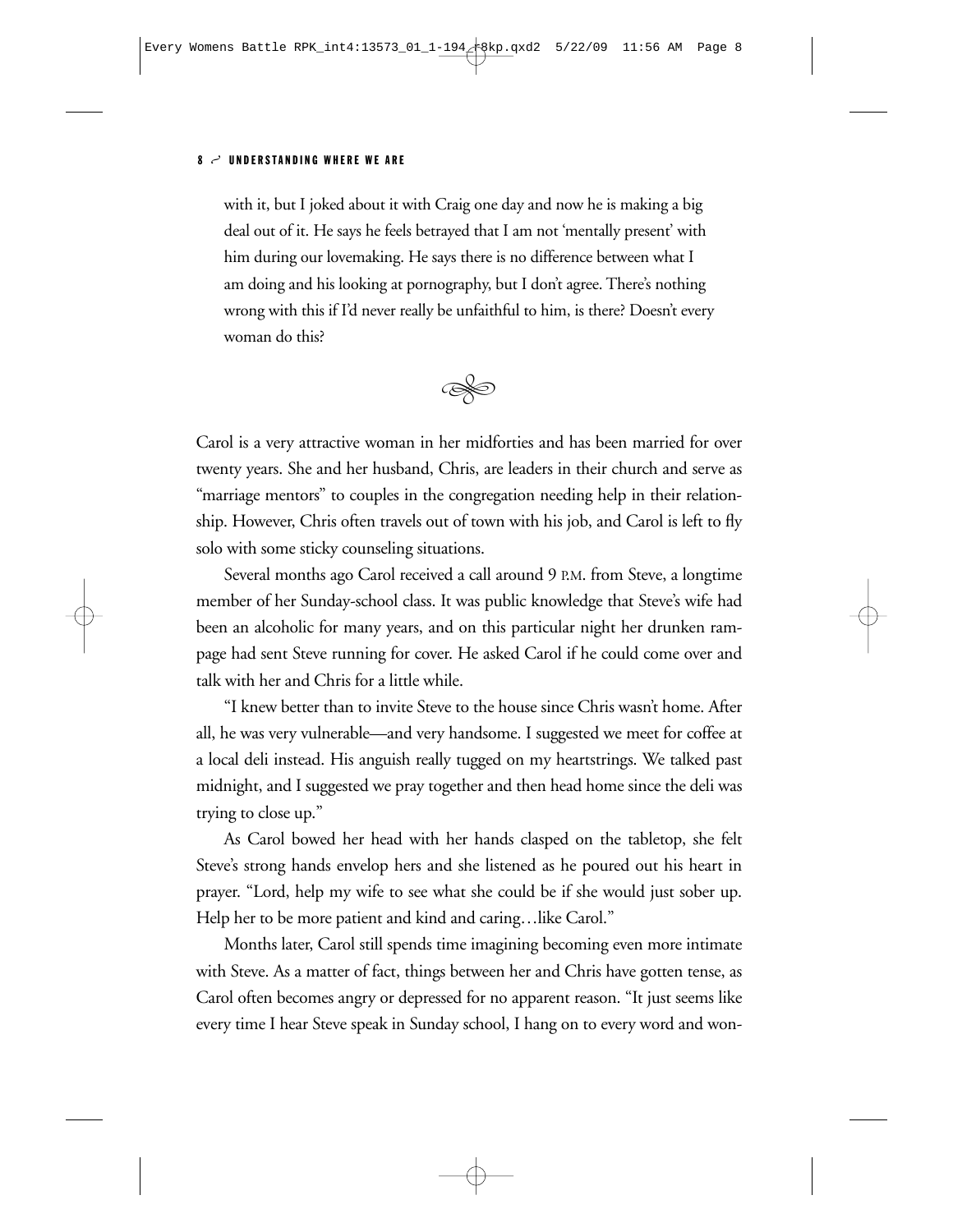with it, but I joked about it with Craig one day and now he is making a big deal out of it. He says he feels betrayed that I am not 'mentally present' with him during our lovemaking. He says there is no difference between what I am doing and his looking at pornography, but I don't agree. There's nothing wrong with this if I'd never really be unfaithful to him, is there? Doesn't every woman do this?

Carol is a very attractive woman in her midforties and has been married for over twenty years. She and her husband, Chris, are leaders in their church and serve as "marriage mentors" to couples in the congregation needing help in their relationship. However, Chris often travels out of town with his job, and Carol is left to fly solo with some sticky counseling situations.

Several months ago Carol received a call around 9 P.M. from Steve, a longtime member of her Sunday-school class. It was public knowledge that Steve's wife had been an alcoholic for many years, and on this particular night her drunken rampage had sent Steve running for cover. He asked Carol if he could come over and talk with her and Chris for a little while.

"I knew better than to invite Steve to the house since Chris wasn't home. After all, he was very vulnerable—and very handsome. I suggested we meet for coffee at a local deli instead. His anguish really tugged on my heartstrings. We talked past midnight, and I suggested we pray together and then head home since the deli was trying to close up."

As Carol bowed her head with her hands clasped on the tabletop, she felt Steve's strong hands envelop hers and she listened as he poured out his heart in prayer. "Lord, help my wife to see what she could be if she would just sober up. Help her to be more patient and kind and caring…like Carol."

Months later, Carol still spends time imagining becoming even more intimate with Steve. As a matter of fact, things between her and Chris have gotten tense, as Carol often becomes angry or depressed for no apparent reason. "It just seems like every time I hear Steve speak in Sunday school, I hang on to every word and won-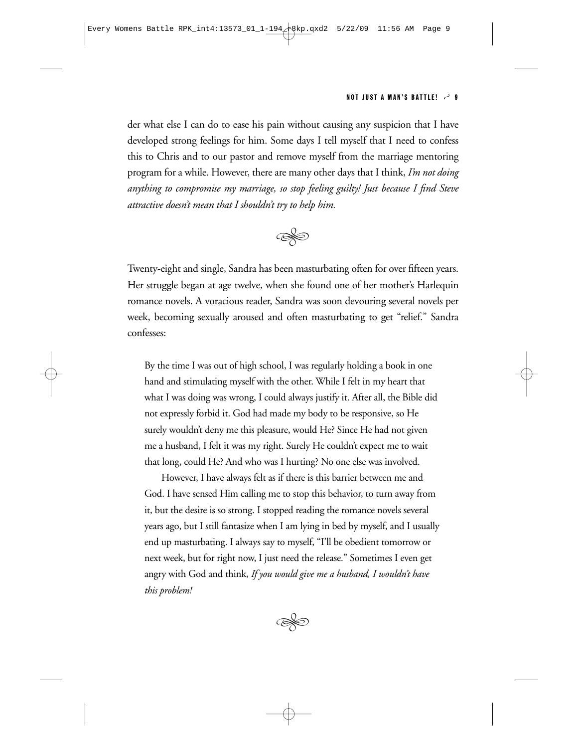der what else I can do to ease his pain without causing any suspicion that I have developed strong feelings for him. Some days I tell myself that I need to confess this to Chris and to our pastor and remove myself from the marriage mentoring program for a while. However, there are many other days that I think, *I'm not doing anything to compromise my marriage, so stop feeling guilty! Just because I find Steve attractive doesn't mean that I shouldn't try to help him.*

Twenty-eight and single, Sandra has been masturbating often for over fifteen years. Her struggle began at age twelve, when she found one of her mother's Harlequin romance novels. A voracious reader, Sandra was soon devouring several novels per week, becoming sexually aroused and often masturbating to get "relief." Sandra confesses:

> By the time I was out of high school, I was regularly holding a book in one hand and stimulating myself with the other. While I felt in my heart that what I was doing was wrong, I could always justify it. After all, the Bible did not expressly forbid it. God had made my body to be responsive, so He surely wouldn't deny me this pleasure, would He? Since He had not given me a husband, I felt it was my right. Surely He couldn't expect me to wait that long, could He? And who was I hurting? No one else was involved.
>
> However, I have always felt as if there is this barrier between me and God. I have sensed Him calling me to stop this behavior, to turn away from it, but the desire is so strong. I stopped reading the romance novels several years ago, but I still fantasize when I am lying in bed by myself, and I usually end up masturbating. I always say to myself, "I'll be obedient tomorrow or next week, but for right now, I just need the release." Sometimes I even get angry with God and think, *If you would give me a husband, I wouldn't have this problem!*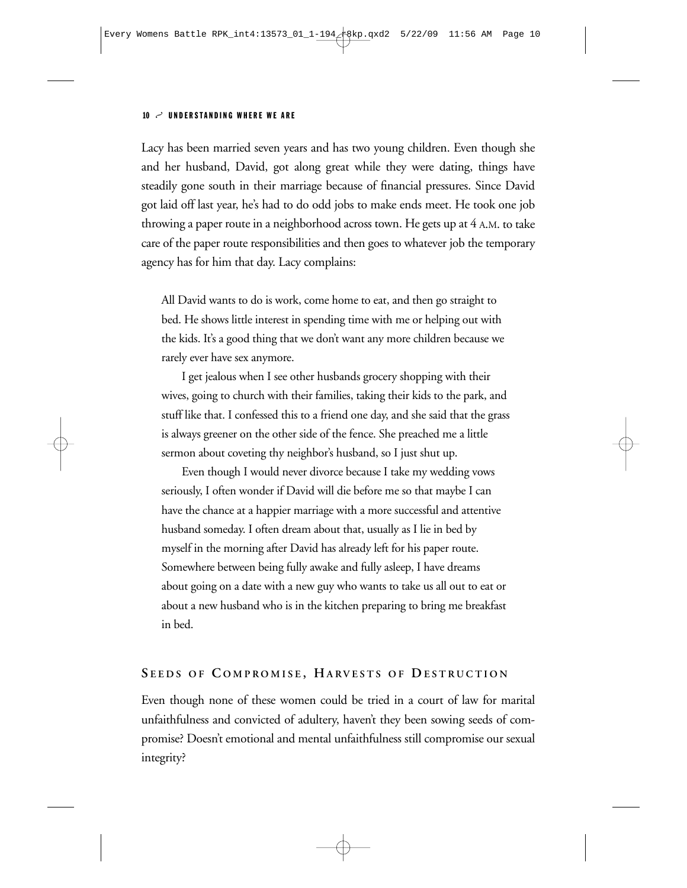Lacy has been married seven years and has two young children. Even though she and her husband, David, got along great while they were dating, things have steadily gone south in their marriage because of financial pressures. Since David got laid off last year, he's had to do odd jobs to make ends meet. He took one job throwing a paper route in a neighborhood across town. He gets up at 4 A.M. to take care of the paper route responsibilities and then goes to whatever job the temporary agency has for him that day. Lacy complains:

> All David wants to do is work, come home to eat, and then go straight to bed. He shows little interest in spending time with me or helping out with the kids. It's a good thing that we don't want any more children because we rarely ever have sex anymore.
>
> I get jealous when I see other husbands grocery shopping with their wives, going to church with their families, taking their kids to the park, and stuff like that. I confessed this to a friend one day, and she said that the grass is always greener on the other side of the fence. She preached me a little sermon about coveting thy neighbor's husband, so I just shut up.
>
> Even though I would never divorce because I take my wedding vows seriously, I often wonder if David will die before me so that maybe I can have the chance at a happier marriage with a more successful and attentive husband someday. I often dream about that, usually as I lie in bed by myself in the morning after David has already left for his paper route. Somewhere between being fully awake and fully asleep, I have dreams about going on a date with a new guy who wants to take us all out to eat or about a new husband who is in the kitchen preparing to bring me breakfast in bed.

## Seeds of Compromise, Harvests of Destruction

Even though none of these women could be tried in a court of law for marital unfaithfulness and convicted of adultery, haven't they been sowing seeds of compromise? Doesn't emotional and mental unfaithfulness still compromise our sexual integrity?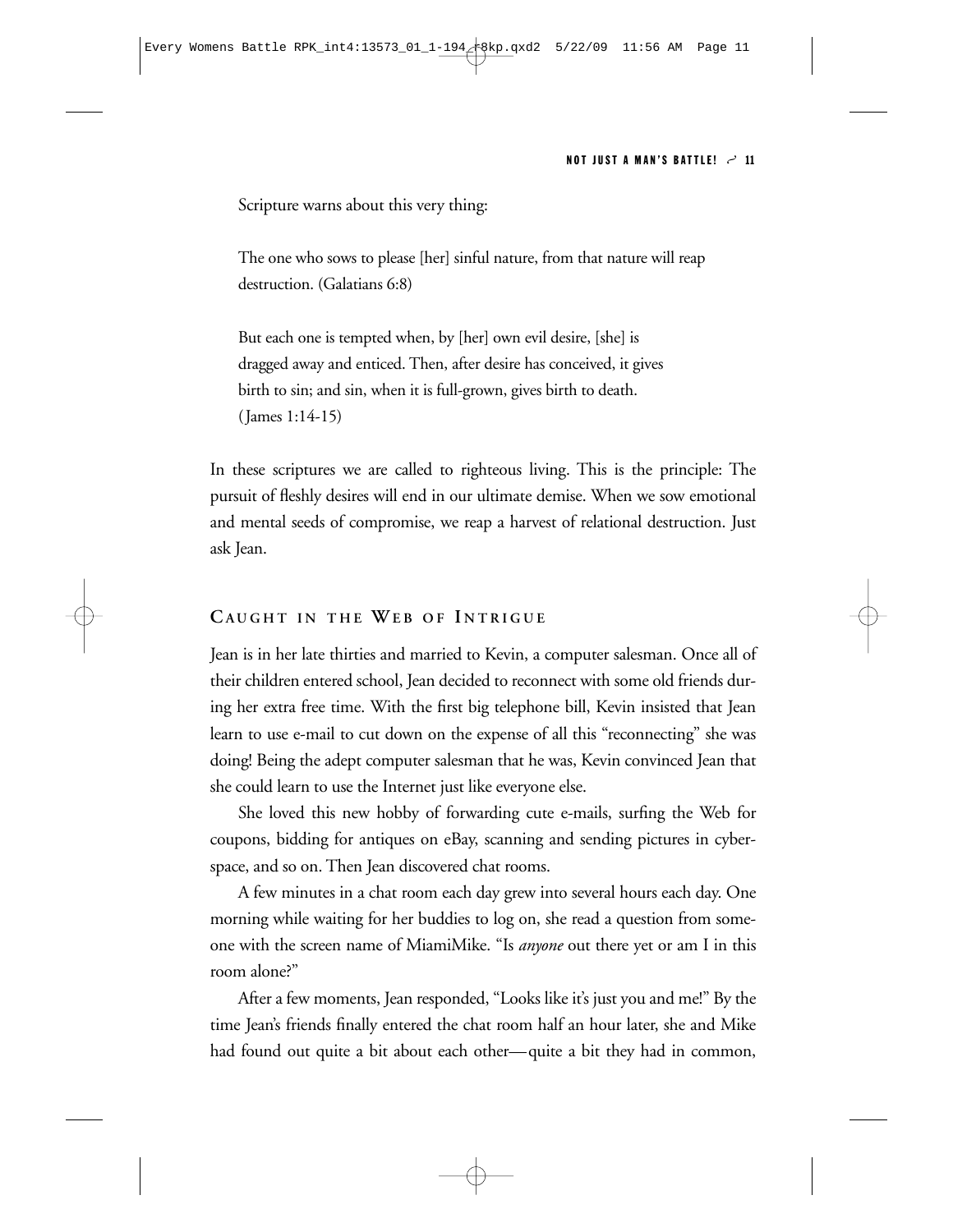Scripture warns about this very thing:

> The one who sows to please [her] sinful nature, from that nature will reap destruction. (Galatians 6:8)
>
> But each one is tempted when, by [her] own evil desire, [she] is dragged away and enticed. Then, after desire has conceived, it gives birth to sin; and sin, when it is full-grown, gives birth to death. (James 1:14-15)

In these scriptures we are called to righteous living. This is the principle: The pursuit of fleshly desires will end in our ultimate demise. When we sow emotional and mental seeds of compromise, we reap a harvest of relational destruction. Just ask Jean.

## CAUGHT IN THE WEB OF INTRIGUE

Jean is in her late thirties and married to Kevin, a computer salesman. Once all of their children entered school, Jean decided to reconnect with some old friends during her extra free time. With the first big telephone bill, Kevin insisted that Jean learn to use e-mail to cut down on the expense of all this "reconnecting" she was doing! Being the adept computer salesman that he was, Kevin convinced Jean that she could learn to use the Internet just like everyone else.

She loved this new hobby of forwarding cute e-mails, surfing the Web for coupons, bidding for antiques on eBay, scanning and sending pictures in cyberspace, and so on. Then Jean discovered chat rooms.

A few minutes in a chat room each day grew into several hours each day. One morning while waiting for her buddies to log on, she read a question from someone with the screen name of MiamiMike. "Is *anyone* out there yet or am I in this room alone?"

After a few moments, Jean responded, "Looks like it's just you and me!" By the time Jean's friends finally entered the chat room half an hour later, she and Mike had found out quite a bit about each other—quite a bit they had in common,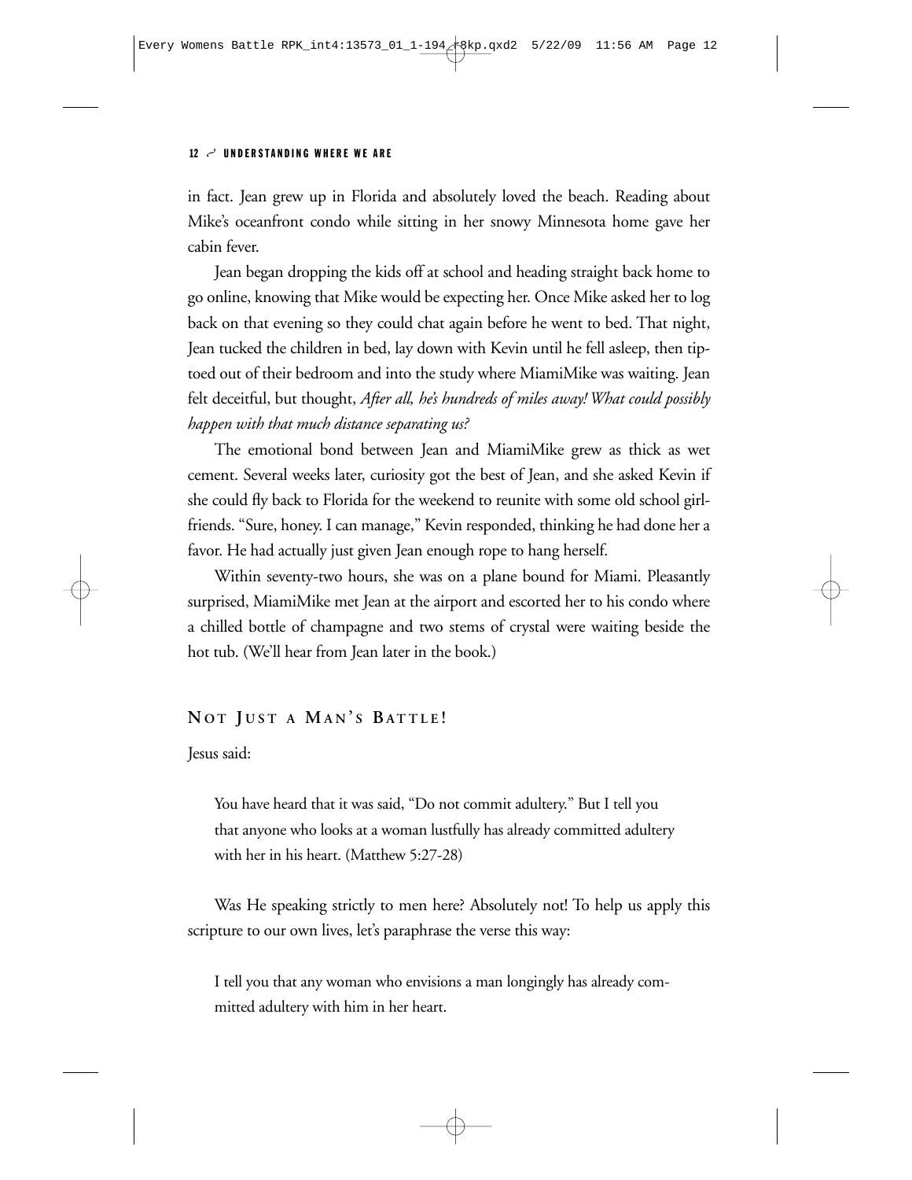in fact. Jean grew up in Florida and absolutely loved the beach. Reading about Mike's oceanfront condo while sitting in her snowy Minnesota home gave her cabin fever.

Jean began dropping the kids off at school and heading straight back home to go online, knowing that Mike would be expecting her. Once Mike asked her to log back on that evening so they could chat again before he went to bed. That night, Jean tucked the children in bed, lay down with Kevin until he fell asleep, then tiptoed out of their bedroom and into the study where MiamiMike was waiting. Jean felt deceitful, but thought, *After all, he's hundreds of miles away! What could possibly happen with that much distance separating us?*

The emotional bond between Jean and MiamiMike grew as thick as wet cement. Several weeks later, curiosity got the best of Jean, and she asked Kevin if she could fly back to Florida for the weekend to reunite with some old school girlfriends. "Sure, honey. I can manage," Kevin responded, thinking he had done her a favor. He had actually just given Jean enough rope to hang herself.

Within seventy-two hours, she was on a plane bound for Miami. Pleasantly surprised, MiamiMike met Jean at the airport and escorted her to his condo where a chilled bottle of champagne and two stems of crystal were waiting beside the hot tub. (We'll hear from Jean later in the book.)

## NOT JUST A MAN'S BATTLE!

Jesus said:

> You have heard that it was said, "Do not commit adultery." But I tell you that anyone who looks at a woman lustfully has already committed adultery with her in his heart. (Matthew 5:27-28)

Was He speaking strictly to men here? Absolutely not! To help us apply this scripture to our own lives, let's paraphrase the verse this way:

> I tell you that any woman who envisions a man longingly has already committed adultery with him in her heart.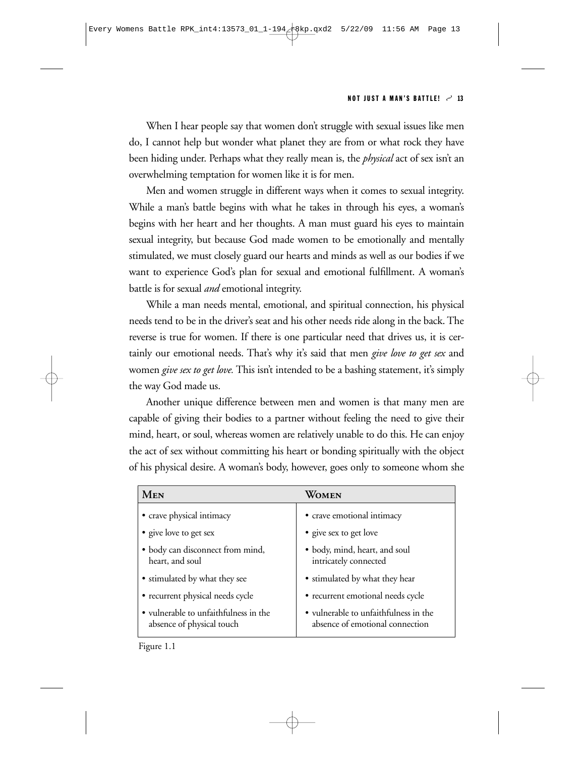When I hear people say that women don't struggle with sexual issues like men do, I cannot help but wonder what planet they are from or what rock they have been hiding under. Perhaps what they really mean is, the *physical* act of sex isn't an overwhelming temptation for women like it is for men.

Men and women struggle in different ways when it comes to sexual integrity. While a man's battle begins with what he takes in through his eyes, a woman's begins with her heart and her thoughts. A man must guard his eyes to maintain sexual integrity, but because God made women to be emotionally and mentally stimulated, we must closely guard our hearts and minds as well as our bodies if we want to experience God's plan for sexual and emotional fulfillment. A woman's battle is for sexual *and* emotional integrity.

While a man needs mental, emotional, and spiritual connection, his physical needs tend to be in the driver's seat and his other needs ride along in the back. The reverse is true for women. If there is one particular need that drives us, it is certainly our emotional needs. That's why it's said that men *give love to get sex* and women *give sex to get love*. This isn't intended to be a bashing statement, it's simply the way God made us.

Another unique difference between men and women is that many men are capable of giving their bodies to a partner without feeling the need to give their mind, heart, or soul, whereas women are relatively unable to do this. He can enjoy the act of sex without committing his heart or bonding spiritually with the object of his physical desire. A woman's body, however, goes only to someone whom she

| Men | Women |
|---|---|
| • crave physical intimacy | • crave emotional intimacy |
| • give love to get sex | • give sex to get love |
| • body can disconnect from mind, heart, and soul | • body, mind, heart, and soul intricately connected |
| • stimulated by what they see | • stimulated by what they hear |
| • recurrent physical needs cycle | • recurrent emotional needs cycle |
| • vulnerable to unfaithfulness in the absence of physical touch | • vulnerable to unfaithfulness in the absence of emotional connection |

Figure 1.1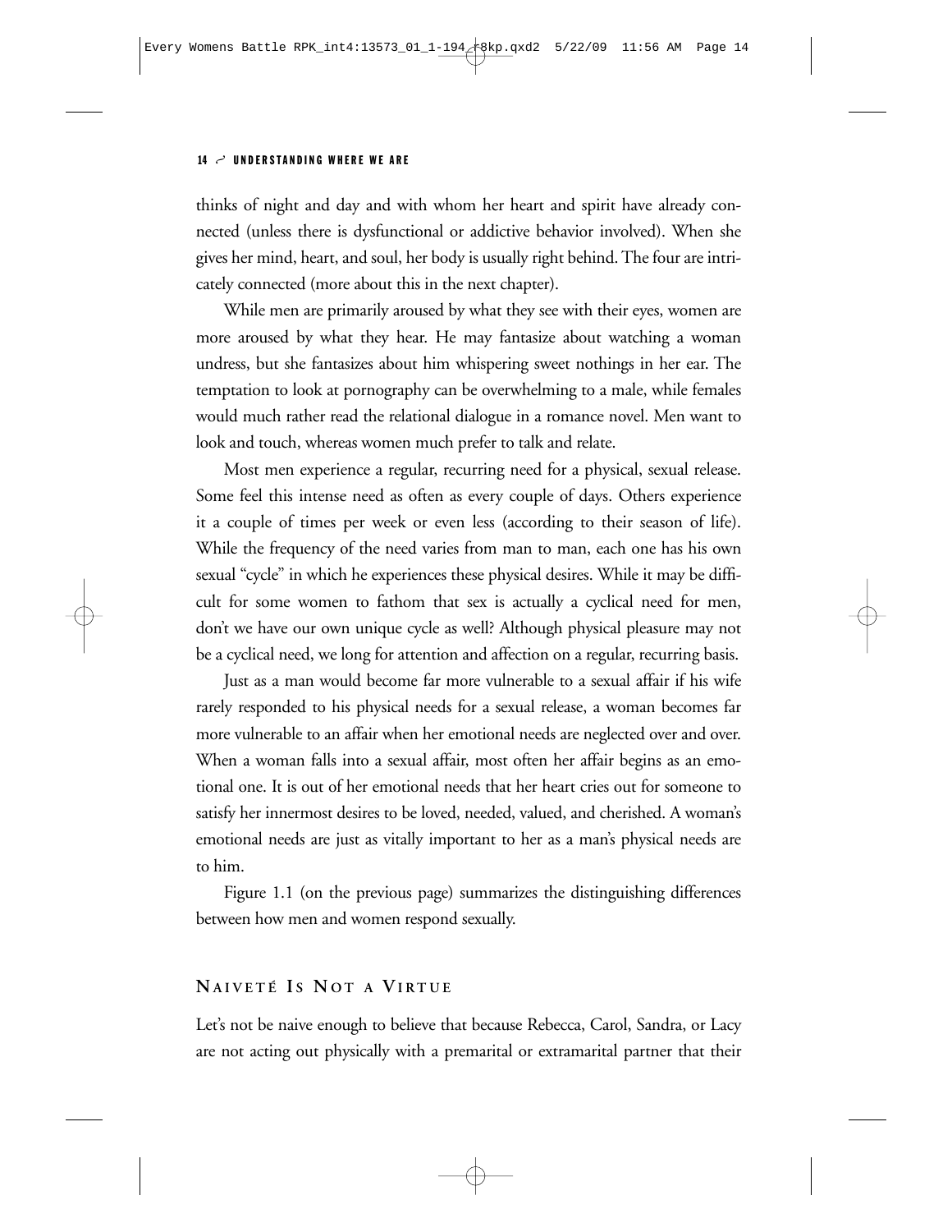thinks of night and day and with whom her heart and spirit have already connected (unless there is dysfunctional or addictive behavior involved). When she gives her mind, heart, and soul, her body is usually right behind. The four are intricately connected (more about this in the next chapter).

While men are primarily aroused by what they see with their eyes, women are more aroused by what they hear. He may fantasize about watching a woman undress, but she fantasizes about him whispering sweet nothings in her ear. The temptation to look at pornography can be overwhelming to a male, while females would much rather read the relational dialogue in a romance novel. Men want to look and touch, whereas women much prefer to talk and relate.

Most men experience a regular, recurring need for a physical, sexual release. Some feel this intense need as often as every couple of days. Others experience it a couple of times per week or even less (according to their season of life). While the frequency of the need varies from man to man, each one has his own sexual "cycle" in which he experiences these physical desires. While it may be difficult for some women to fathom that sex is actually a cyclical need for men, don't we have our own unique cycle as well? Although physical pleasure may not be a cyclical need, we long for attention and affection on a regular, recurring basis.

Just as a man would become far more vulnerable to a sexual affair if his wife rarely responded to his physical needs for a sexual release, a woman becomes far more vulnerable to an affair when her emotional needs are neglected over and over. When a woman falls into a sexual affair, most often her affair begins as an emotional one. It is out of her emotional needs that her heart cries out for someone to satisfy her innermost desires to be loved, needed, valued, and cherished. A woman's emotional needs are just as vitally important to her as a man's physical needs are to him.

Figure 1.1 (on the previous page) summarizes the distinguishing differences between how men and women respond sexually.

## Naiveté Is Not a Virtue

Let's not be naive enough to believe that because Rebecca, Carol, Sandra, or Lacy are not acting out physically with a premarital or extramarital partner that their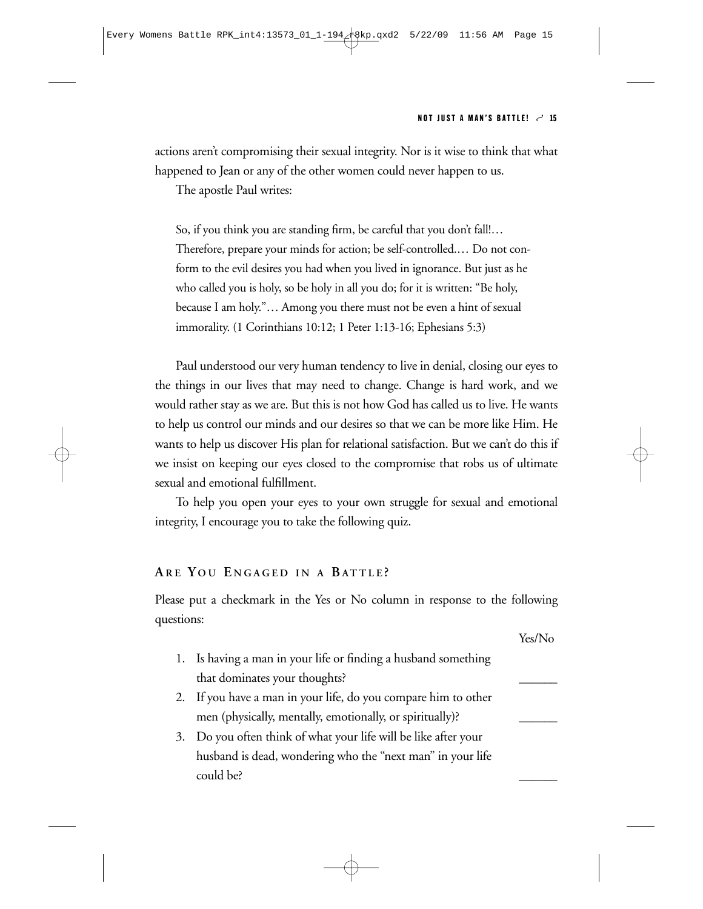actions aren't compromising their sexual integrity. Nor is it wise to think that what happened to Jean or any of the other women could never happen to us.

The apostle Paul writes:

> So, if you think you are standing firm, be careful that you don't fall!… Therefore, prepare your minds for action; be self-controlled.… Do not conform to the evil desires you had when you lived in ignorance. But just as he who called you is holy, so be holy in all you do; for it is written: "Be holy, because I am holy."… Among you there must not be even a hint of sexual immorality. (1 Corinthians 10:12; 1 Peter 1:13-16; Ephesians 5:3)

Paul understood our very human tendency to live in denial, closing our eyes to the things in our lives that may need to change. Change is hard work, and we would rather stay as we are. But this is not how God has called us to live. He wants to help us control our minds and our desires so that we can be more like Him. He wants to help us discover His plan for relational satisfaction. But we can't do this if we insist on keeping our eyes closed to the compromise that robs us of ultimate sexual and emotional fulfillment.

To help you open your eyes to your own struggle for sexual and emotional integrity, I encourage you to take the following quiz.

### ARE YOU ENGAGED IN A BATTLE?

Please put a checkmark in the Yes or No column in response to the following questions:

| | Yes/No |
|---|---|
| 1. Is having a man in your life or finding a husband something that dominates your thoughts? | ______ |
| 2. If you have a man in your life, do you compare him to other men (physically, mentally, emotionally, or spiritually)? | ______ |
| 3. Do you often think of what your life will be like after your husband is dead, wondering who the "next man" in your life could be? | ______ |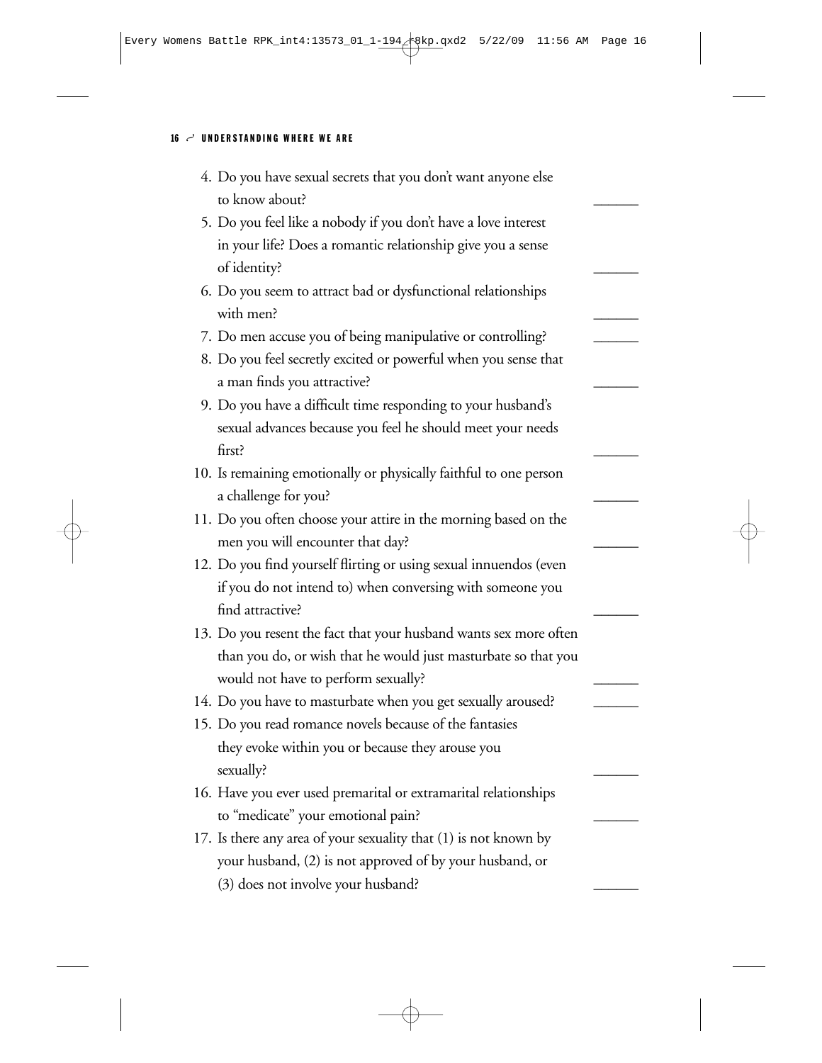4. Do you have sexual secrets that you don't want anyone else to know about? ______
5. Do you feel like a nobody if you don't have a love interest in your life? Does a romantic relationship give you a sense of identity? ______
6. Do you seem to attract bad or dysfunctional relationships with men? ______
7. Do men accuse you of being manipulative or controlling? ______
8. Do you feel secretly excited or powerful when you sense that a man finds you attractive? ______
9. Do you have a difficult time responding to your husband's sexual advances because you feel he should meet your needs first? ______
10. Is remaining emotionally or physically faithful to one person a challenge for you? ______
11. Do you often choose your attire in the morning based on the men you will encounter that day? ______
12. Do you find yourself flirting or using sexual innuendos (even if you do not intend to) when conversing with someone you find attractive? ______
13. Do you resent the fact that your husband wants sex more often than you do, or wish that he would just masturbate so that you would not have to perform sexually? ______
14. Do you have to masturbate when you get sexually aroused? ______
15. Do you read romance novels because of the fantasies they evoke within you or because they arouse you sexually? ______
16. Have you ever used premarital or extramarital relationships to "medicate" your emotional pain? ______
17. Is there any area of your sexuality that (1) is not known by your husband, (2) is not approved of by your husband, or (3) does not involve your husband? ______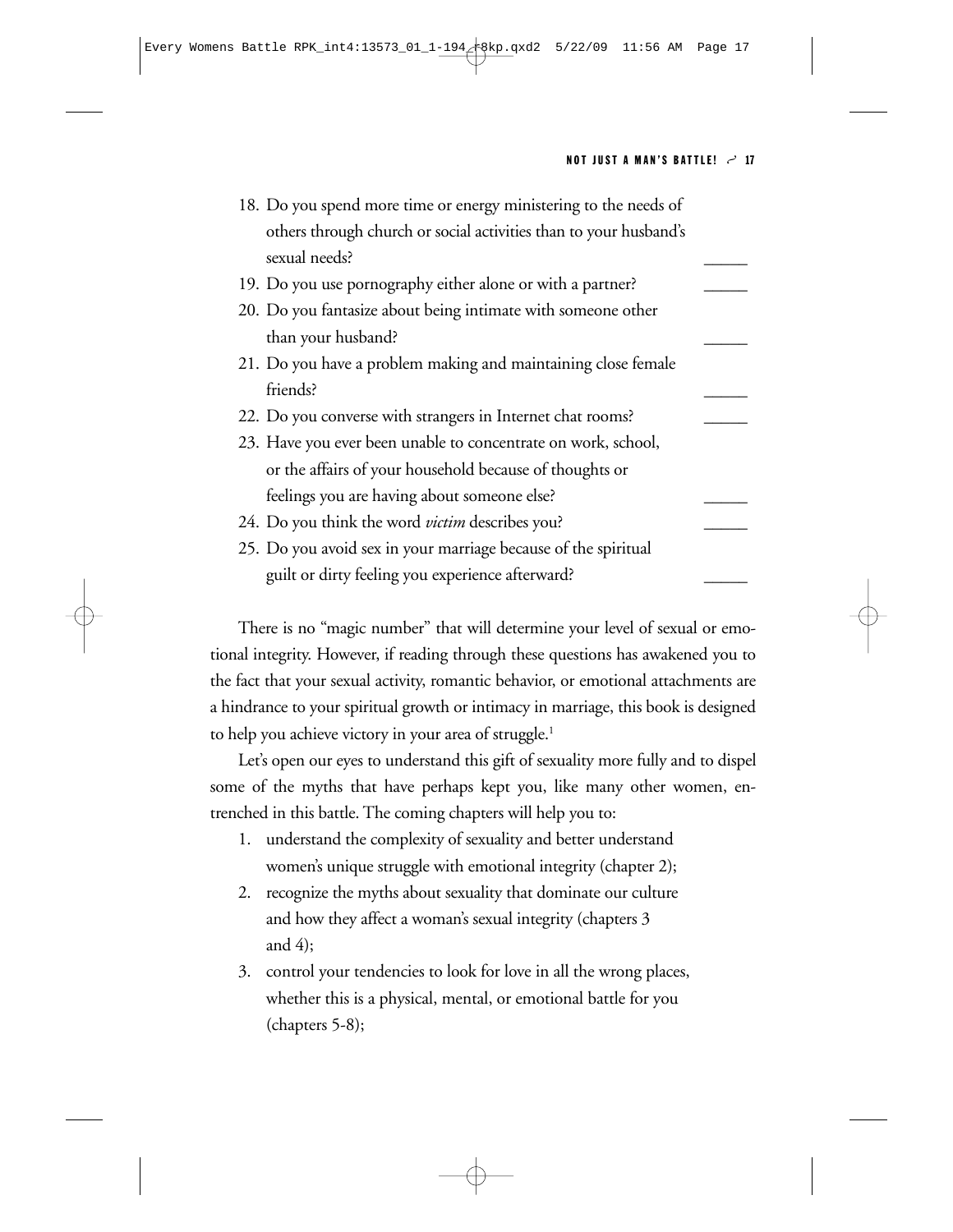18. Do you spend more time or energy ministering to the needs of others through church or social activities than to your husband's sexual needs? _____
19. Do you use pornography either alone or with a partner? _____
20. Do you fantasize about being intimate with someone other than your husband? _____
21. Do you have a problem making and maintaining close female friends? _____
22. Do you converse with strangers in Internet chat rooms? _____
23. Have you ever been unable to concentrate on work, school, or the affairs of your household because of thoughts or feelings you are having about someone else? _____
24. Do you think the word *victim* describes you? _____
25. Do you avoid sex in your marriage because of the spiritual guilt or dirty feeling you experience afterward? _____

There is no "magic number" that will determine your level of sexual or emotional integrity. However, if reading through these questions has awakened you to the fact that your sexual activity, romantic behavior, or emotional attachments are a hindrance to your spiritual growth or intimacy in marriage, this book is designed to help you achieve victory in your area of struggle.[1]

Let's open our eyes to understand this gift of sexuality more fully and to dispel some of the myths that have perhaps kept you, like many other women, entrenched in this battle. The coming chapters will help you to:

1. understand the complexity of sexuality and better understand women's unique struggle with emotional integrity (chapter 2);
2. recognize the myths about sexuality that dominate our culture and how they affect a woman's sexual integrity (chapters 3 and 4);
3. control your tendencies to look for love in all the wrong places, whether this is a physical, mental, or emotional battle for you (chapters 5-8);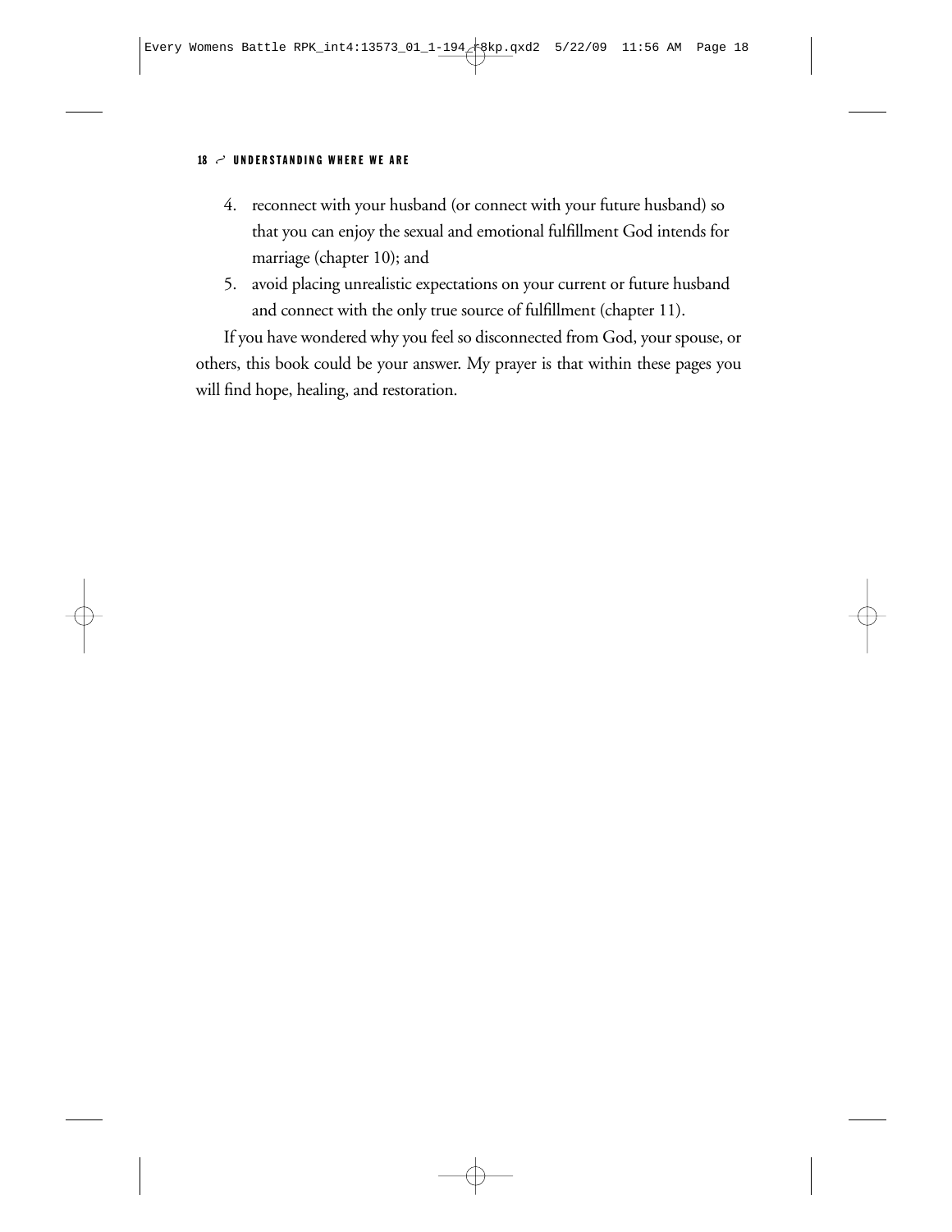4. reconnect with your husband (or connect with your future husband) so that you can enjoy the sexual and emotional fulfillment God intends for marriage (chapter 10); and
5. avoid placing unrealistic expectations on your current or future husband and connect with the only true source of fulfillment (chapter 11).

If you have wondered why you feel so disconnected from God, your spouse, or others, this book could be your answer. My prayer is that within these pages you will find hope, healing, and restoration.